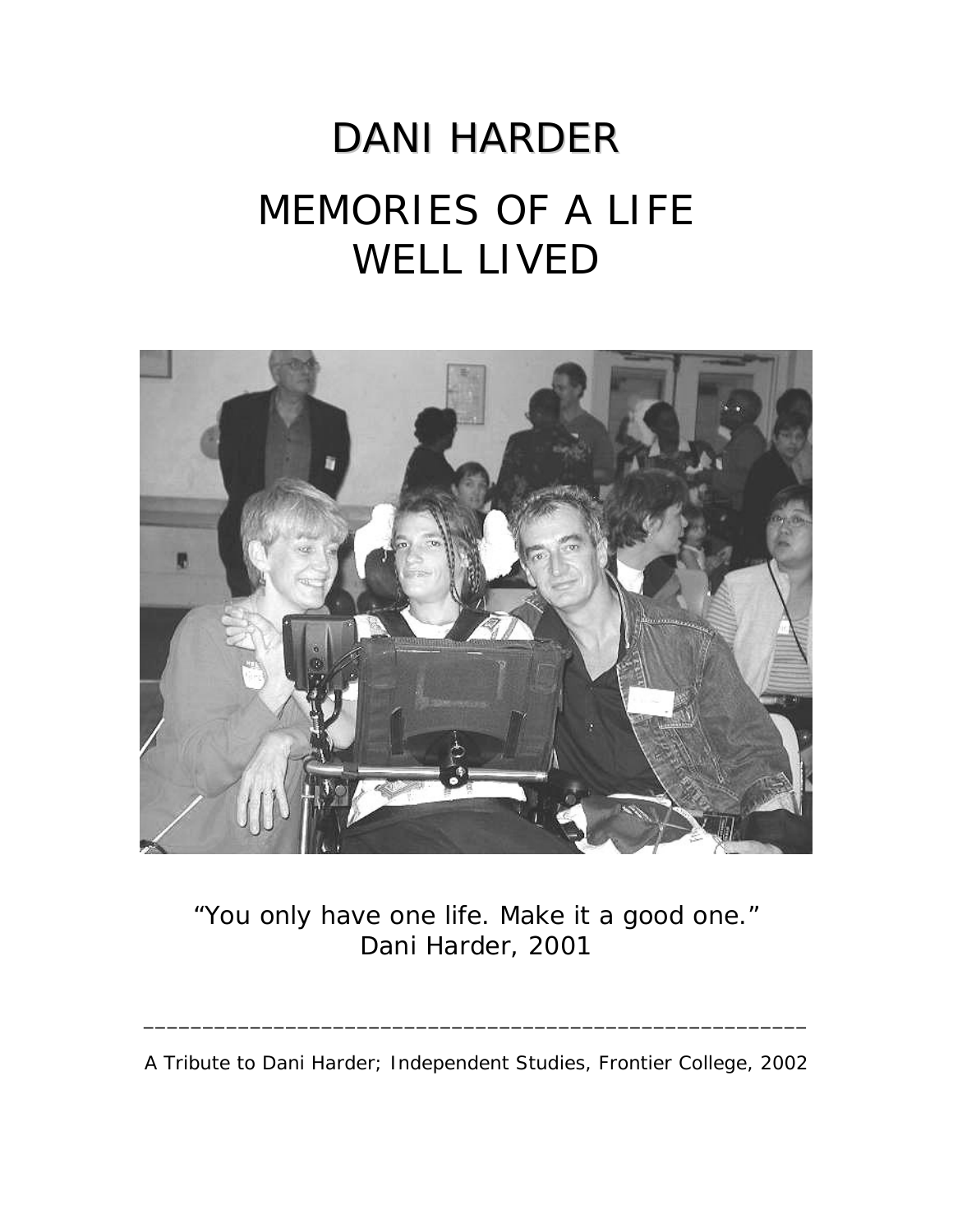# DANI HARDER

## MEMORIES OF A LIFE WELL LIVED

"You only have one life. Make it a good one."
Dani Harder, 2001

---

A Tribute to Dani Harder; Independent Studies, Frontier College, 2002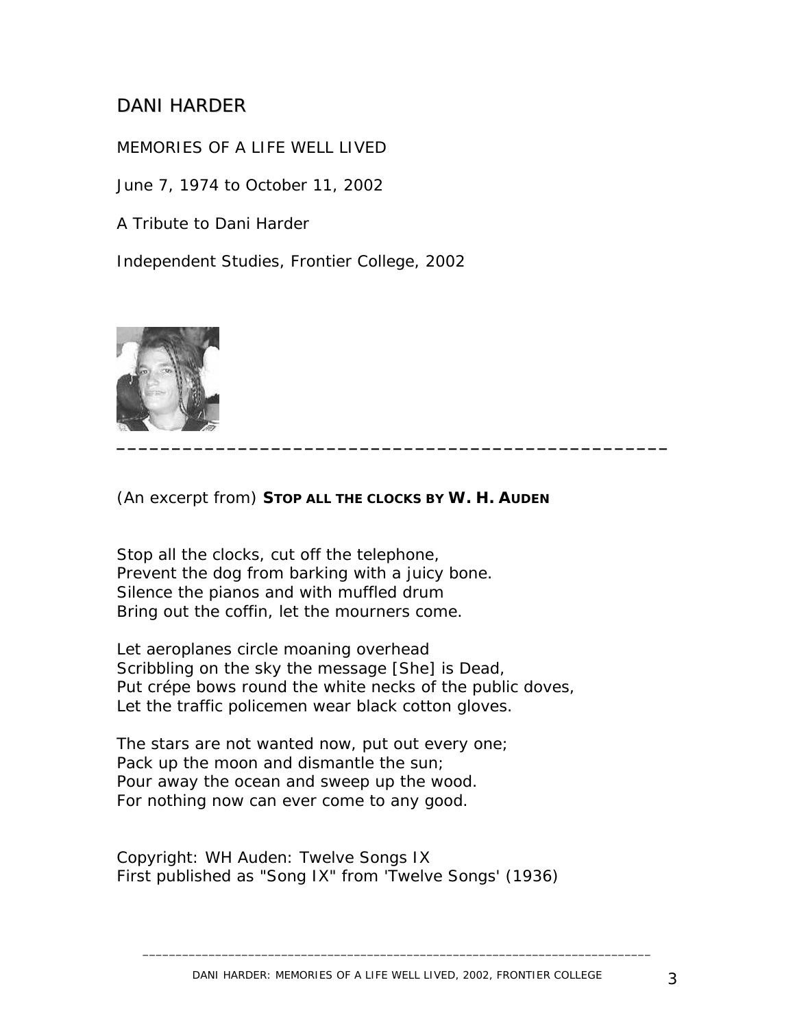# DANI HARDER

MEMORIES OF A LIFE WELL LIVED

June 7, 1974 to October 11, 2002

A Tribute to Dani Harder

Independent Studies, Frontier College, 2002

---

(An excerpt from) **STOP ALL THE CLOCKS BY W. H. AUDEN**

Stop all the clocks, cut off the telephone,
Prevent the dog from barking with a juicy bone.
Silence the pianos and with muffled drum
Bring out the coffin, let the mourners come.

Let aeroplanes circle moaning overhead
Scribbling on the sky the message [She] is Dead,
Put crépe bows round the white necks of the public doves,
Let the traffic policemen wear black cotton gloves.

The stars are not wanted now, put out every one;
Pack up the moon and dismantle the sun;
Pour away the ocean and sweep up the wood.
For nothing now can ever come to any good.

Copyright: WH Auden: Twelve Songs IX
First published as "Song IX" from 'Twelve Songs' (1936)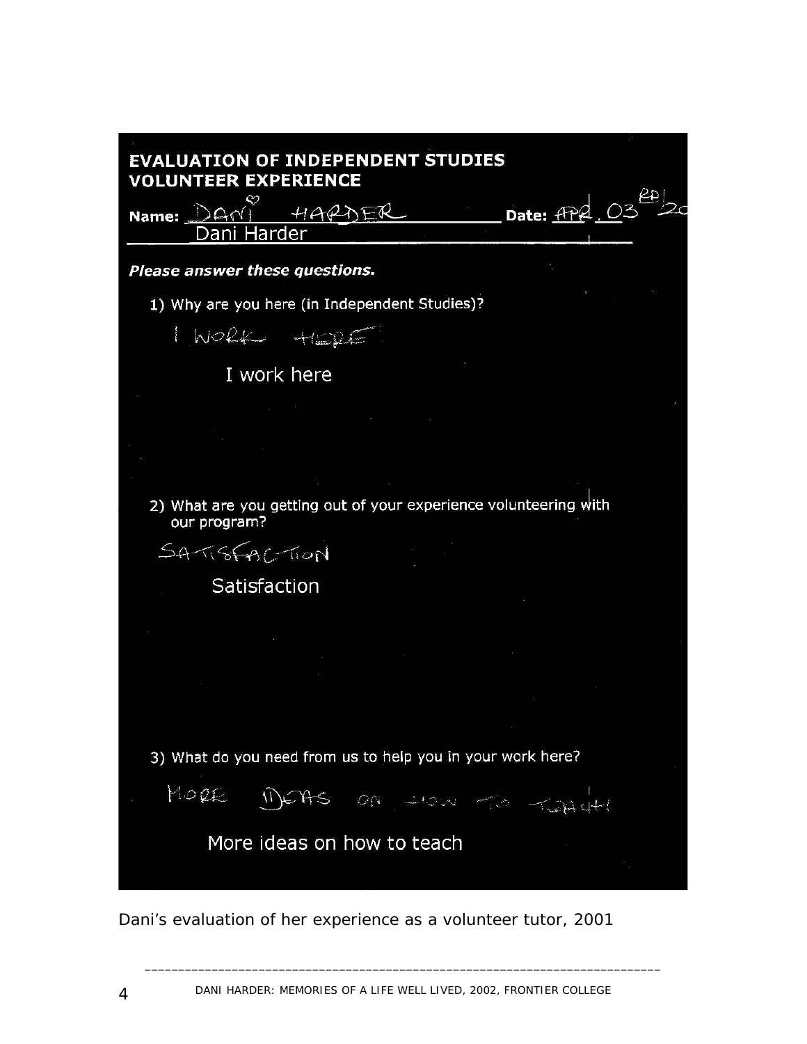**EVALUATION OF INDEPENDENT STUDIES VOLUNTEER EXPERIENCE**

**Name:** DANI HARDER
Dani Harder

**Date:** APR. 03 2001

***Please answer these questions.***

1) Why are you here (in Independent Studies)?

I WORK HERE

I work here

2) What are you getting out of your experience volunteering with our program?

SATISFACTION

Satisfaction

3) What do you need from us to help you in your work here?

MORE IDEAS ON HOW TO TEACH

More ideas on how to teach

Dani's evaluation of her experience as a volunteer tutor, 2001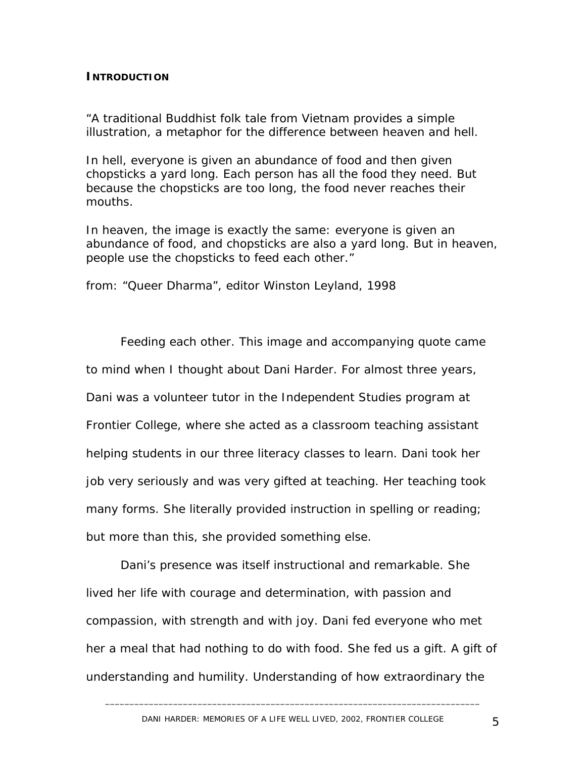## INTRODUCTION

"A traditional Buddhist folk tale from Vietnam provides a simple illustration, a metaphor for the difference between heaven and hell.

In hell, everyone is given an abundance of food and then given chopsticks a yard long. Each person has all the food they need. But because the chopsticks are too long, the food never reaches their mouths.

In heaven, the image is exactly the same: everyone is given an abundance of food, and chopsticks are also a yard long. But in heaven, people use the chopsticks to feed each other."

from: "Queer Dharma", editor Winston Leyland, 1998

Feeding each other. This image and accompanying quote came to mind when I thought about Dani Harder. For almost three years, Dani was a volunteer tutor in the Independent Studies program at Frontier College, where she acted as a classroom teaching assistant helping students in our three literacy classes to learn. Dani took her job very seriously and was very gifted at teaching. Her teaching took many forms. She literally provided instruction in spelling or reading; but more than this, she provided something else.

Dani's presence was itself instructional and remarkable. She lived her life with courage and determination, with passion and compassion, with strength and with joy. Dani fed everyone who met her a meal that had nothing to do with food. She fed us a gift. A gift of understanding and humility. Understanding of how extraordinary the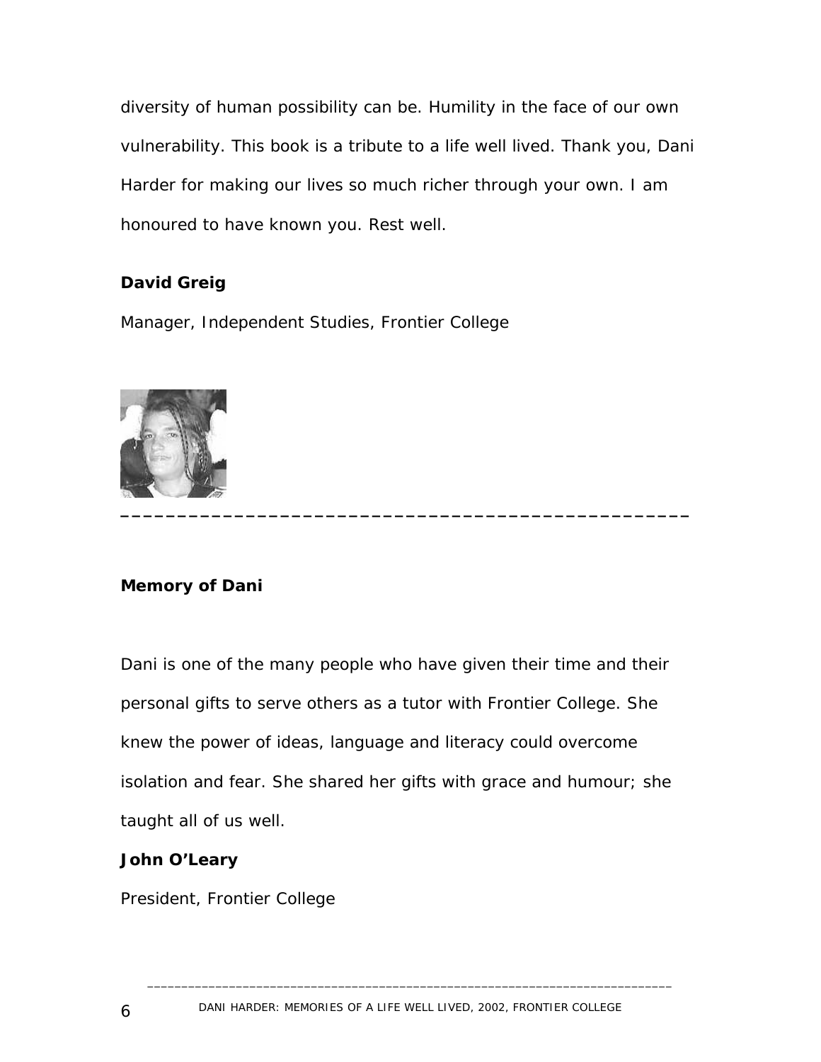diversity of human possibility can be. Humility in the face of our own vulnerability. This book is a tribute to a life well lived. Thank you, Dani Harder for making our lives so much richer through your own. I am honoured to have known you. Rest well.

**David Greig**

Manager, Independent Studies, Frontier College

---

**Memory of Dani**

Dani is one of the many people who have given their time and their personal gifts to serve others as a tutor with Frontier College. She knew the power of ideas, language and literacy could overcome isolation and fear. She shared her gifts with grace and humour; she taught all of us well.

**John O'Leary**

President, Frontier College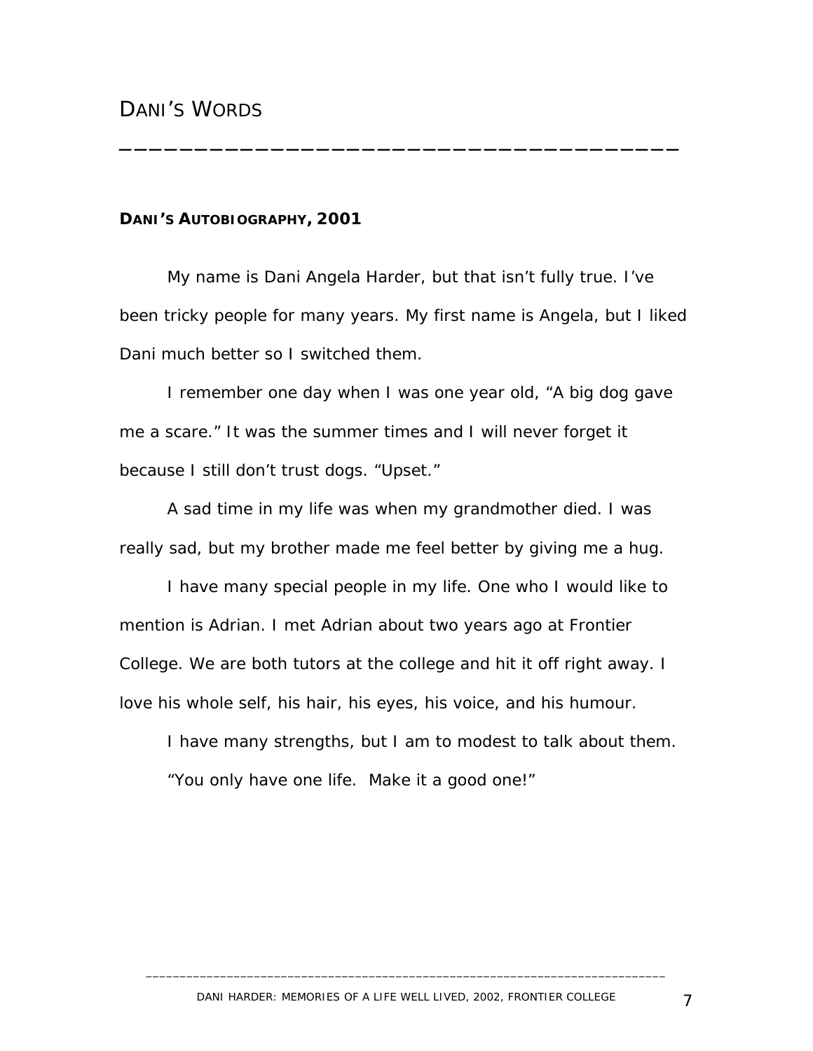# DANI'S WORDS

## DANI'S AUTOBIOGRAPHY, 2001

My name is Dani Angela Harder, but that isn't fully true. I've been tricky people for many years. My first name is Angela, but I liked Dani much better so I switched them.

I remember one day when I was one year old, "A big dog gave me a scare." It was the summer times and I will never forget it because I still don't trust dogs. "Upset."

A sad time in my life was when my grandmother died. I was really sad, but my brother made me feel better by giving me a hug.

I have many special people in my life. One who I would like to mention is Adrian. I met Adrian about two years ago at Frontier College. We are both tutors at the college and hit it off right away. I love his whole self, his hair, his eyes, his voice, and his humour.

I have many strengths, but I am to modest to talk about them.

"You only have one life. Make it a good one!"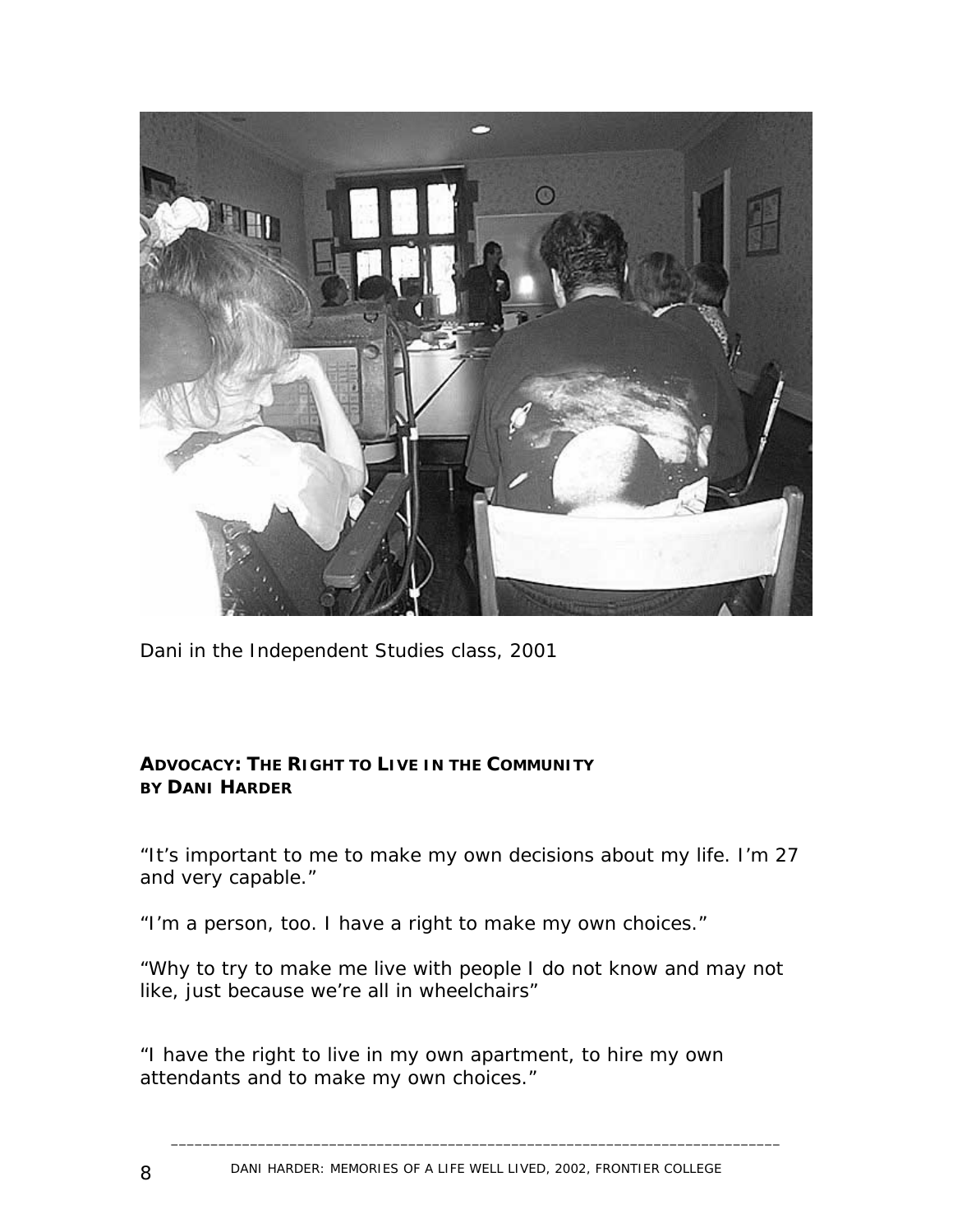Dani in the Independent Studies class, 2001

**ADVOCACY: THE RIGHT TO LIVE IN THE COMMUNITY**
**BY DANI HARDER**

"It's important to me to make my own decisions about my life. I'm 27 and very capable."

"I'm a person, too. I have a right to make my own choices."

"Why to try to make me live with people I do not know and may not like, just because we're all in wheelchairs"

"I have the right to live in my own apartment, to hire my own attendants and to make my own choices."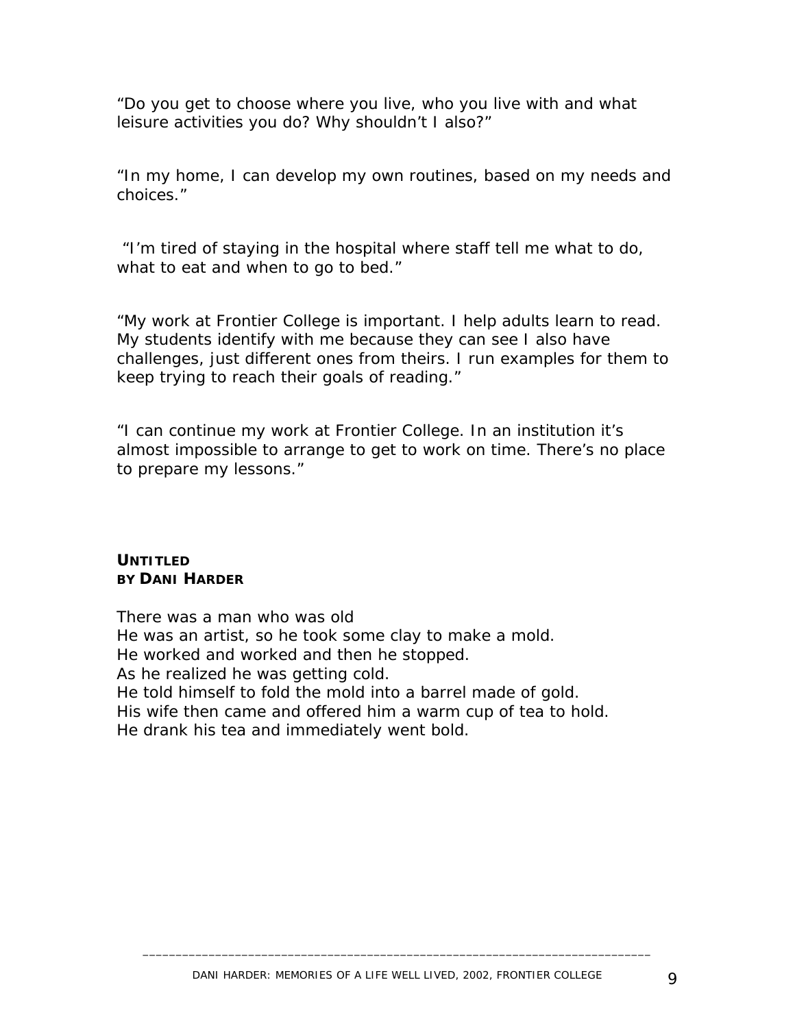"Do you get to choose where you live, who you live with and what leisure activities you do? Why shouldn't I also?"

"In my home, I can develop my own routines, based on my needs and choices."

"I'm tired of staying in the hospital where staff tell me what to do, what to eat and when to go to bed."

"My work at Frontier College is important. I help adults learn to read. My students identify with me because they can see I also have challenges, just different ones from theirs. I run examples for them to keep trying to reach their goals of reading."

"I can continue my work at Frontier College. In an institution it's almost impossible to arrange to get to work on time. There's no place to prepare my lessons."

**UNTITLED**
**BY DANI HARDER**

There was a man who was old
He was an artist, so he took some clay to make a mold.
He worked and worked and then he stopped.
As he realized he was getting cold.
He told himself to fold the mold into a barrel made of gold.
His wife then came and offered him a warm cup of tea to hold.
He drank his tea and immediately went bold.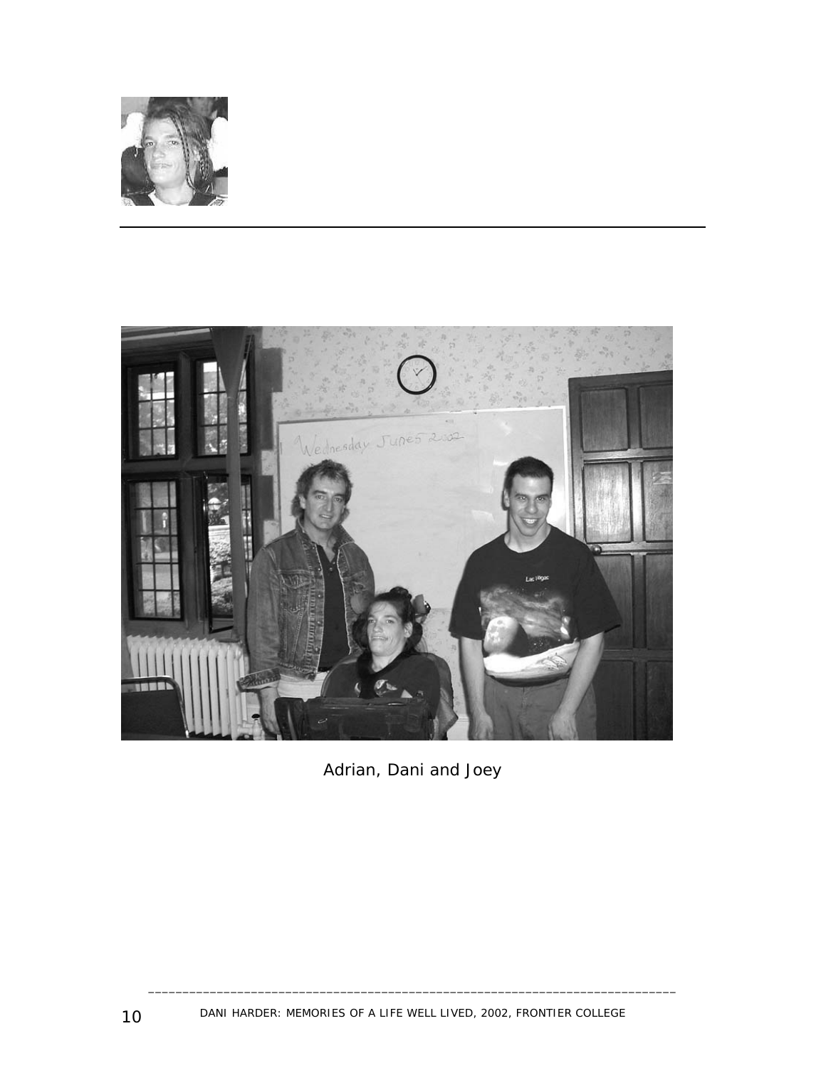Adrian, Dani and Joey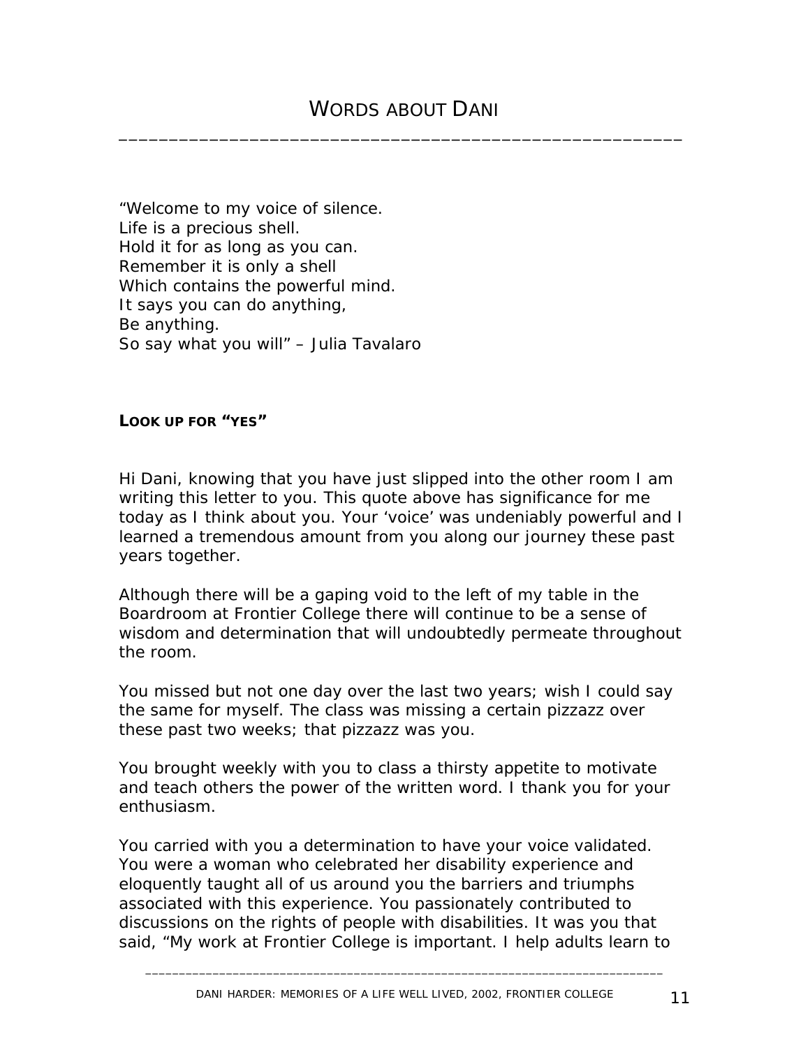# WORDS ABOUT DANI

"Welcome to my voice of silence.
Life is a precious shell.
Hold it for as long as you can.
Remember it is only a shell
Which contains the powerful mind.
It says you can do anything,
Be anything.
So say what you will" – Julia Tavalaro

**LOOK UP FOR "YES"**

Hi Dani, knowing that you have just slipped into the other room I am writing this letter to you. This quote above has significance for me today as I think about you. Your 'voice' was undeniably powerful and I learned a tremendous amount from you along our journey these past years together.

Although there will be a gaping void to the left of my table in the Boardroom at Frontier College there will continue to be a sense of wisdom and determination that will undoubtedly permeate throughout the room.

You missed but not one day over the last two years; wish I could say the same for myself. The class was missing a certain pizzazz over these past two weeks; that pizzazz was you.

You brought weekly with you to class a thirsty appetite to motivate and teach others the power of the written word. I thank you for your enthusiasm.

You carried with you a determination to have your voice validated. You were a woman who celebrated her disability experience and eloquently taught all of us around you the barriers and triumphs associated with this experience. You passionately contributed to discussions on the rights of people with disabilities. It was you that said, "My work at Frontier College is important. I help adults learn to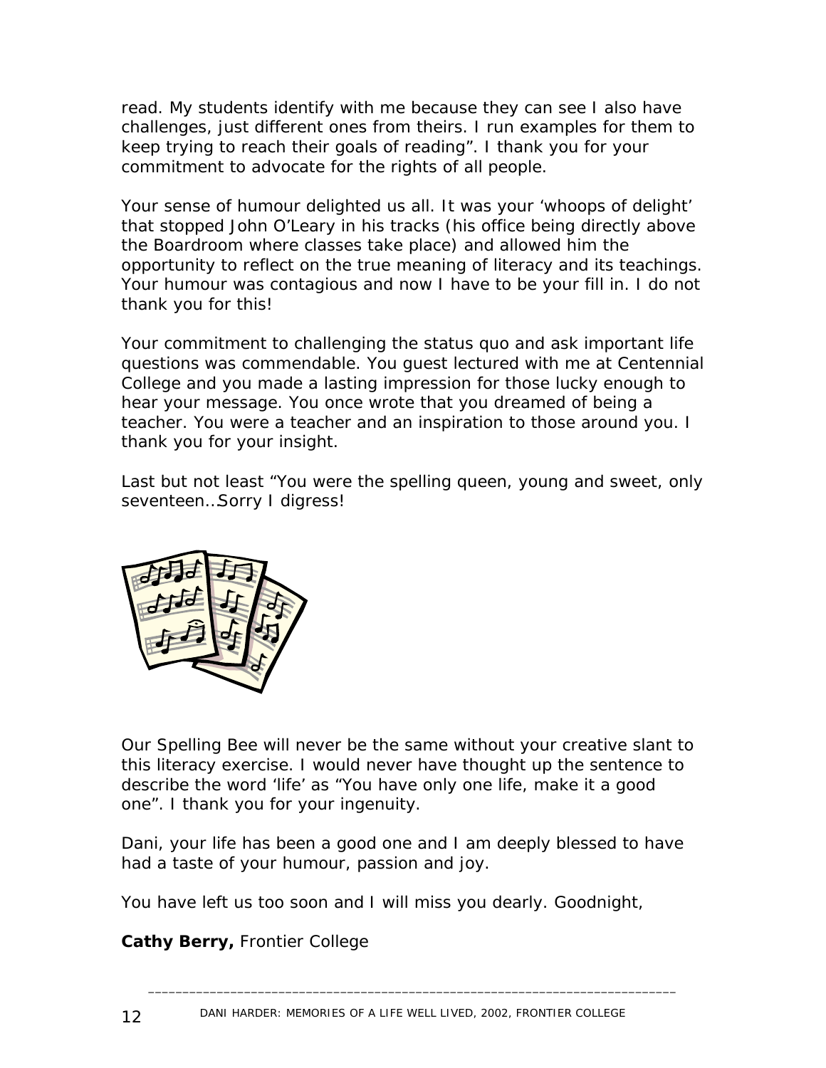read. My students identify with me because they can see I also have challenges, just different ones from theirs. I run examples for them to keep trying to reach their goals of reading". I thank you for your commitment to advocate for the rights of all people.

Your sense of humour delighted us all. It was your 'whoops of delight' that stopped John O'Leary in his tracks (his office being directly above the Boardroom where classes take place) and allowed him the opportunity to reflect on the true meaning of literacy and its teachings. Your humour was contagious and now I have to be your fill in. I do not thank you for this!

Your commitment to challenging the status quo and ask important life questions was commendable. You guest lectured with me at Centennial College and you made a lasting impression for those lucky enough to hear your message. You once wrote that you dreamed of being a teacher. You were a teacher and an inspiration to those around you. I thank you for your insight.

Last but not least "You were the spelling queen, young and sweet, only seventeen…Sorry I digress!

Our Spelling Bee will never be the same without your creative slant to this literacy exercise. I would never have thought up the sentence to describe the word 'life' as "You have only one life, make it a good one". I thank you for your ingenuity.

Dani, your life has been a good one and I am deeply blessed to have had a taste of your humour, passion and joy.

You have left us too soon and I will miss you dearly. Goodnight,

**Cathy Berry,** Frontier College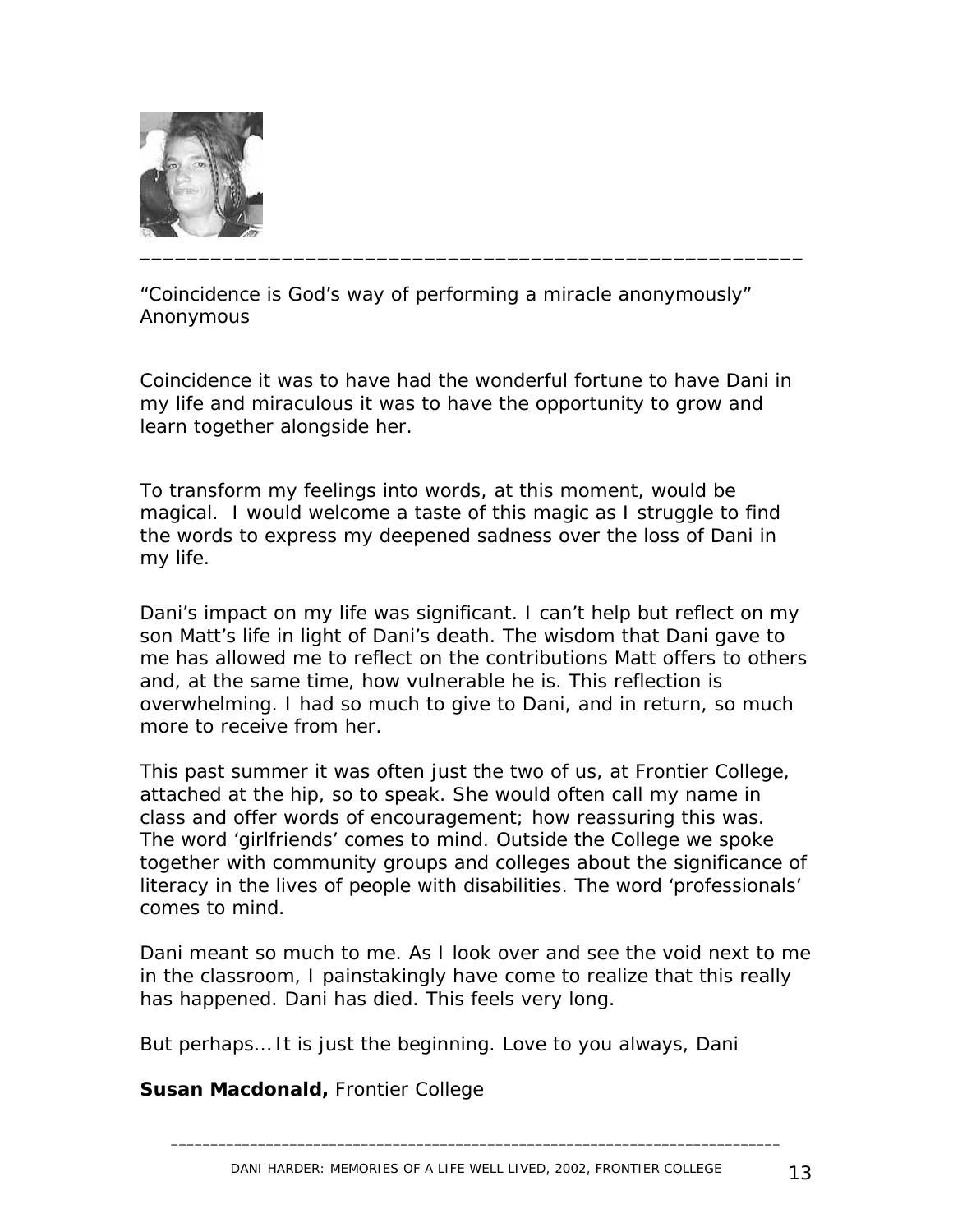"Coincidence is God's way of performing a miracle anonymously"
Anonymous

Coincidence it was to have had the wonderful fortune to have Dani in my life and miraculous it was to have the opportunity to grow and learn together alongside her.

To transform my feelings into words, at this moment, would be magical. I would welcome a taste of this magic as I struggle to find the words to express my deepened sadness over the loss of Dani in my life.

Dani's impact on my life was significant. I can't help but reflect on my son Matt's life in light of Dani's death. The wisdom that Dani gave to me has allowed me to reflect on the contributions Matt offers to others and, at the same time, how vulnerable he is. This reflection is overwhelming. I had so much to give to Dani, and in return, so much more to receive from her.

This past summer it was often just the two of us, at Frontier College, attached at the hip, so to speak. She would often call my name in class and offer words of encouragement; how reassuring this was. The word 'girlfriends' comes to mind. Outside the College we spoke together with community groups and colleges about the significance of literacy in the lives of people with disabilities. The word 'professionals' comes to mind.

Dani meant so much to me. As I look over and see the void next to me in the classroom, I painstakingly have come to realize that this really has happened. Dani has died. This feels very long.

But perhaps… It is just the beginning. Love to you always, Dani

**Susan Macdonald,** Frontier College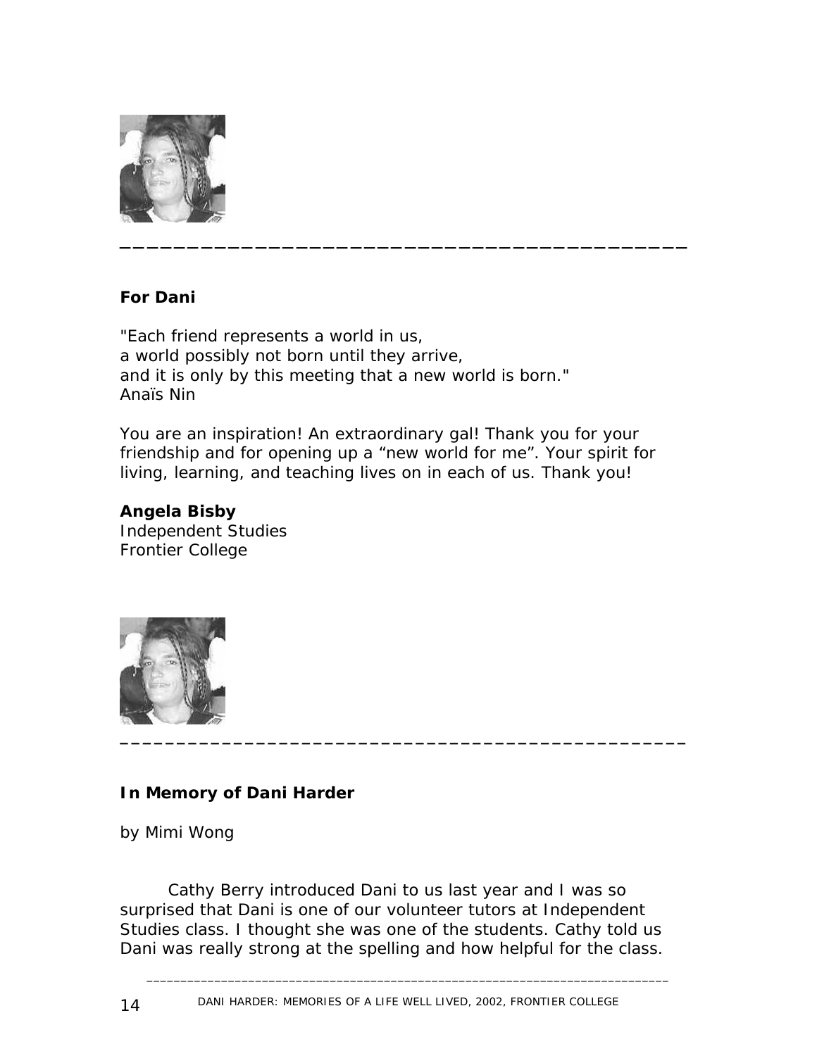**For Dani**

"Each friend represents a world in us,
a world possibly not born until they arrive,
and it is only by this meeting that a new world is born."
Anaïs Nin

You are an inspiration! An extraordinary gal! Thank you for your friendship and for opening up a "new world for me". Your spirit for living, learning, and teaching lives on in each of us. Thank you!

**Angela Bisby**
Independent Studies
Frontier College

**In Memory of Dani Harder**

by Mimi Wong

Cathy Berry introduced Dani to us last year and I was so surprised that Dani is one of our volunteer tutors at Independent Studies class. I thought she was one of the students. Cathy told us Dani was really strong at the spelling and how helpful for the class.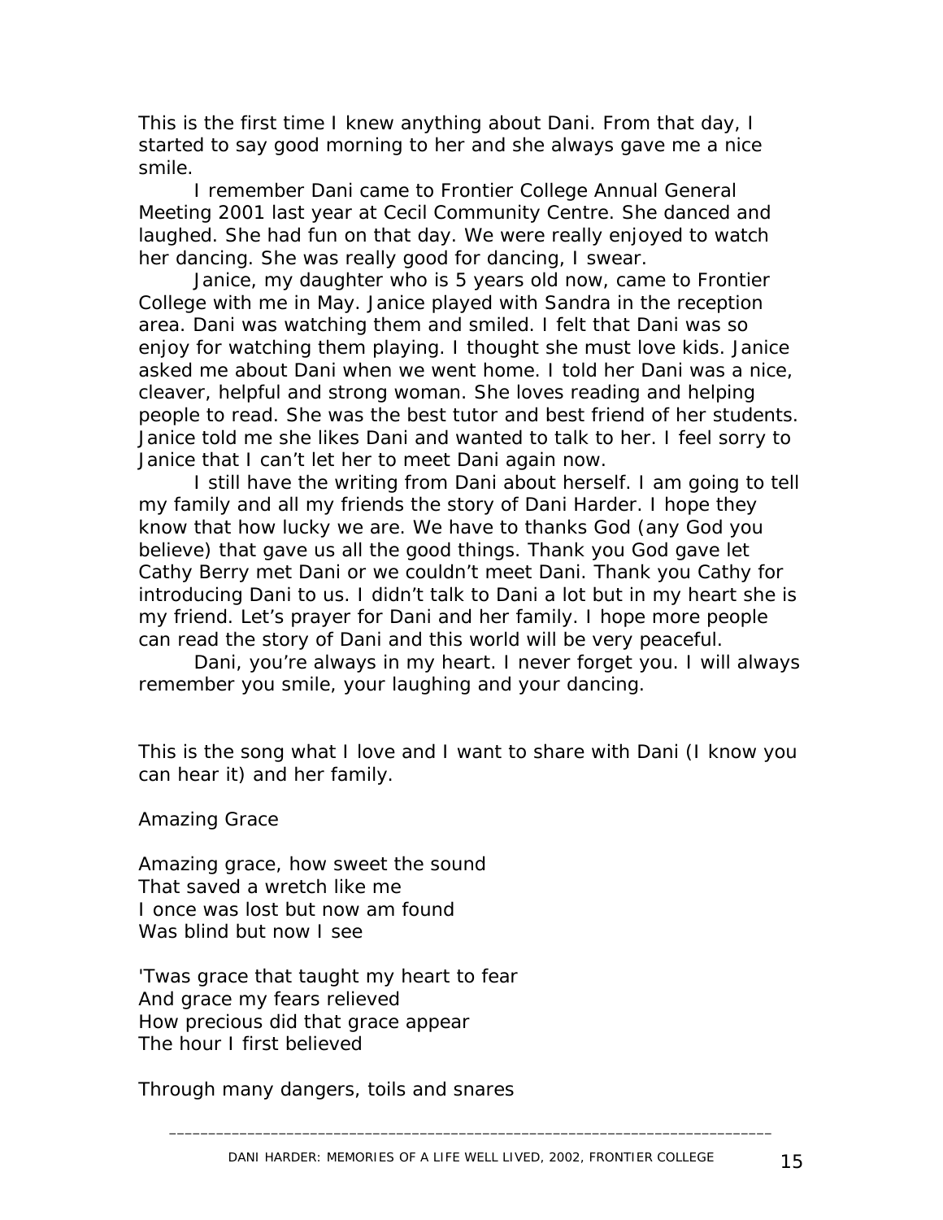This is the first time I knew anything about Dani. From that day, I started to say good morning to her and she always gave me a nice smile.

I remember Dani came to Frontier College Annual General Meeting 2001 last year at Cecil Community Centre. She danced and laughed. She had fun on that day. We were really enjoyed to watch her dancing. She was really good for dancing, I swear.

Janice, my daughter who is 5 years old now, came to Frontier College with me in May. Janice played with Sandra in the reception area. Dani was watching them and smiled. I felt that Dani was so enjoy for watching them playing. I thought she must love kids. Janice asked me about Dani when we went home. I told her Dani was a nice, cleaver, helpful and strong woman. She loves reading and helping people to read. She was the best tutor and best friend of her students. Janice told me she likes Dani and wanted to talk to her. I feel sorry to Janice that I can't let her to meet Dani again now.

I still have the writing from Dani about herself. I am going to tell my family and all my friends the story of Dani Harder. I hope they know that how lucky we are. We have to thanks God (any God you believe) that gave us all the good things. Thank you God gave let Cathy Berry met Dani or we couldn't meet Dani. Thank you Cathy for introducing Dani to us. I didn't talk to Dani a lot but in my heart she is my friend. Let's prayer for Dani and her family. I hope more people can read the story of Dani and this world will be very peaceful.

Dani, you're always in my heart. I never forget you. I will always remember you smile, your laughing and your dancing.

This is the song what I love and I want to share with Dani (I know you can hear it) and her family.

Amazing Grace

Amazing grace, how sweet the sound  
That saved a wretch like me  
I once was lost but now am found  
Was blind but now I see

'Twas grace that taught my heart to fear  
And grace my fears relieved  
How precious did that grace appear  
The hour I first believed

Through many dangers, toils and snares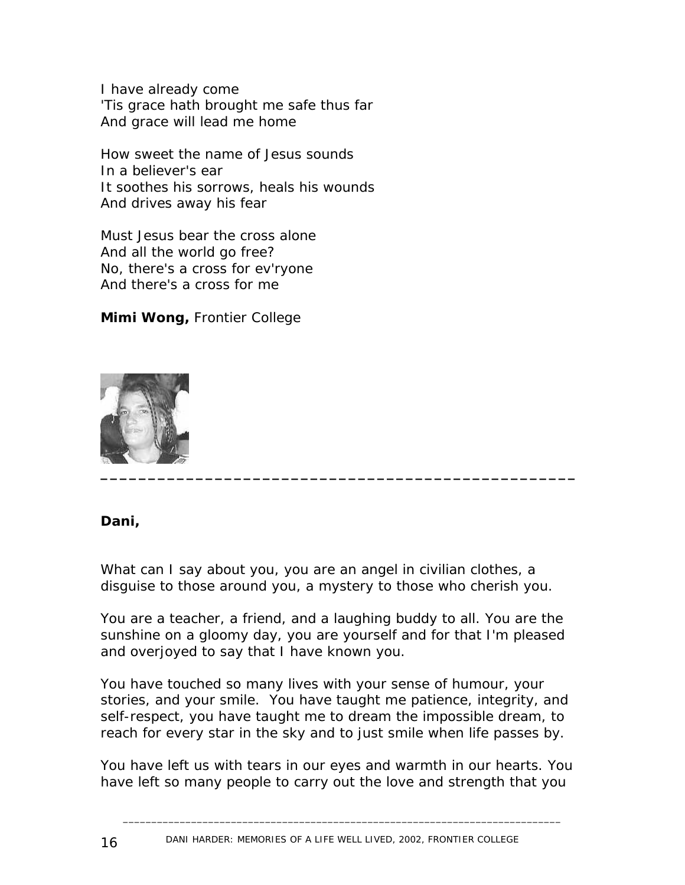I have already come
'Tis grace hath brought me safe thus far
And grace will lead me home

How sweet the name of Jesus sounds
In a believer's ear
It soothes his sorrows, heals his wounds
And drives away his fear

Must Jesus bear the cross alone
And all the world go free?
No, there's a cross for ev'ryone
And there's a cross for me

**Mimi Wong,** Frontier College

---

**Dani,**

What can I say about you, you are an angel in civilian clothes, a disguise to those around you, a mystery to those who cherish you.

You are a teacher, a friend, and a laughing buddy to all. You are the sunshine on a gloomy day, you are yourself and for that I'm pleased and overjoyed to say that I have known you.

You have touched so many lives with your sense of humour, your stories, and your smile. You have taught me patience, integrity, and self-respect, you have taught me to dream the impossible dream, to reach for every star in the sky and to just smile when life passes by.

You have left us with tears in our eyes and warmth in our hearts. You have left so many people to carry out the love and strength that you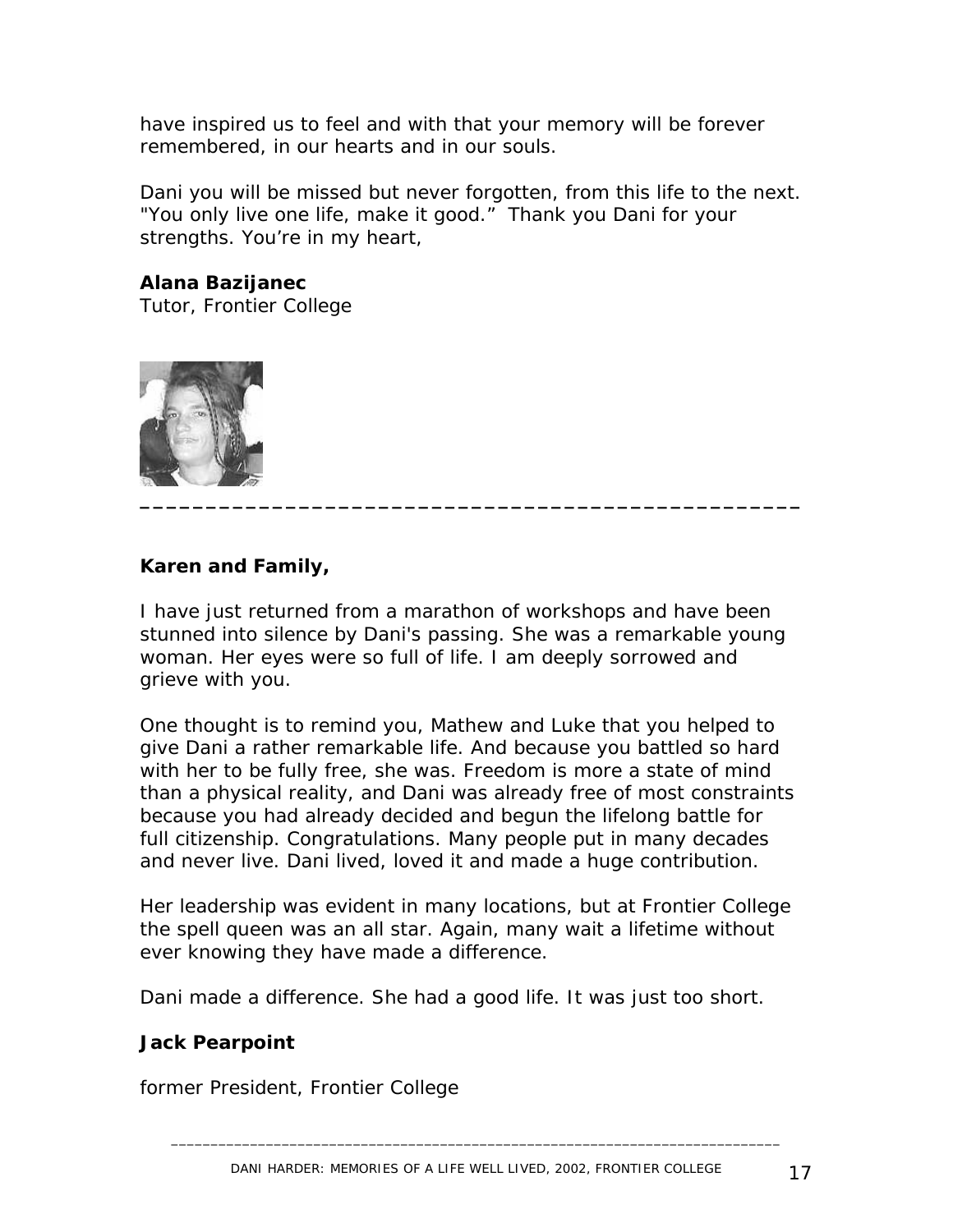have inspired us to feel and with that your memory will be forever remembered, in our hearts and in our souls.

Dani you will be missed but never forgotten, from this life to the next. "You only live one life, make it good." Thank you Dani for your strengths. You're in my heart,

**Alana Bazijanec**
Tutor, Frontier College

---

**Karen and Family,**

I have just returned from a marathon of workshops and have been stunned into silence by Dani's passing. She was a remarkable young woman. Her eyes were so full of life. I am deeply sorrowed and grieve with you.

One thought is to remind you, Mathew and Luke that you helped to give Dani a rather remarkable life. And because you battled so hard with her to be fully free, she was. Freedom is more a state of mind than a physical reality, and Dani was already free of most constraints because you had already decided and begun the lifelong battle for full citizenship. Congratulations. Many people put in many decades and never live. Dani lived, loved it and made a huge contribution.

Her leadership was evident in many locations, but at Frontier College the spell queen was an all star. Again, many wait a lifetime without ever knowing they have made a difference.

Dani made a difference. She had a good life. It was just too short.

**Jack Pearpoint**

former President, Frontier College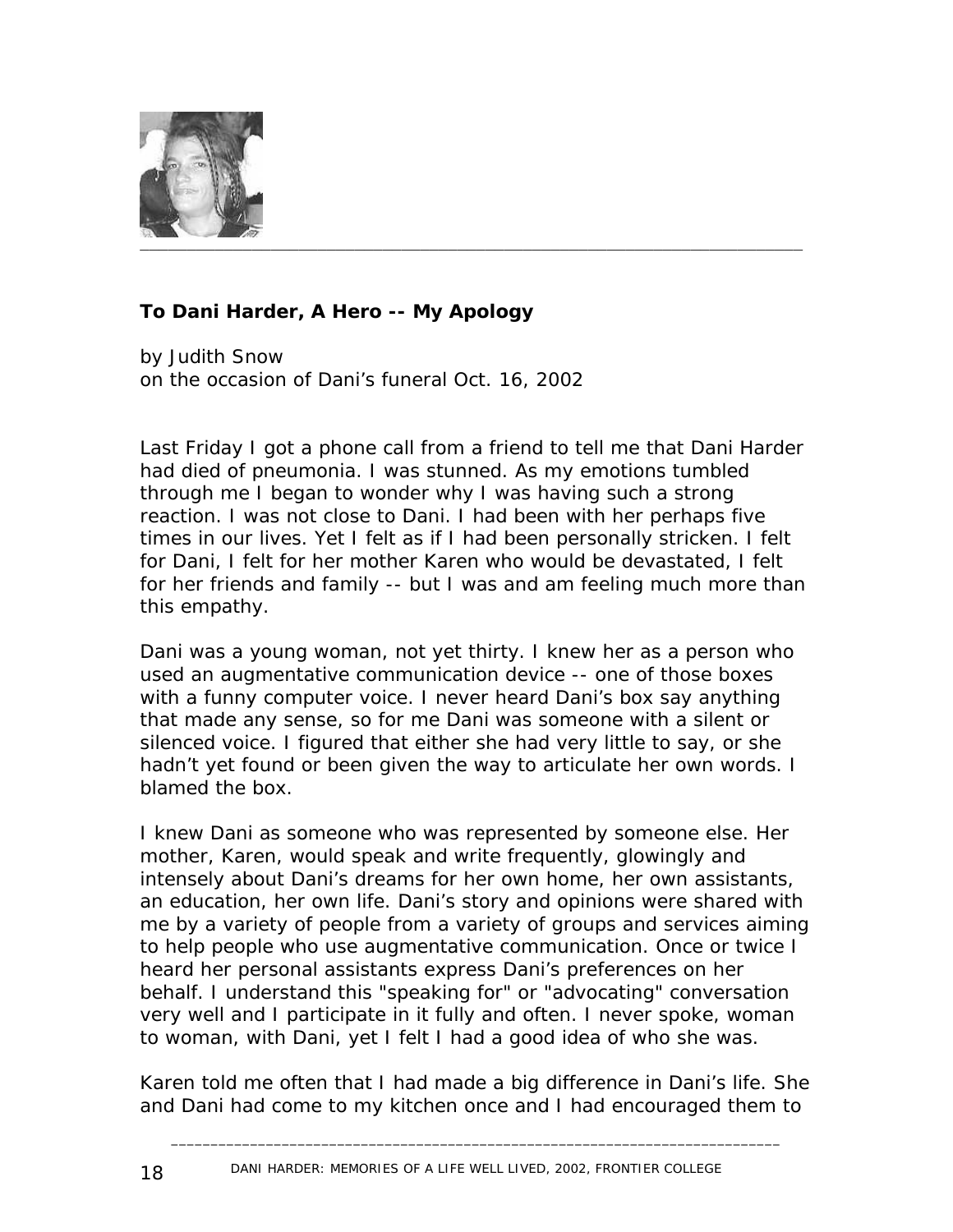**To Dani Harder, A Hero -- My Apology**

by Judith Snow
on the occasion of Dani's funeral Oct. 16, 2002

Last Friday I got a phone call from a friend to tell me that Dani Harder had died of pneumonia. I was stunned. As my emotions tumbled through me I began to wonder why I was having such a strong reaction. I was not close to Dani. I had been with her perhaps five times in our lives. Yet I felt as if I had been personally stricken. I felt for Dani, I felt for her mother Karen who would be devastated, I felt for her friends and family -- but I was and am feeling much more than this empathy.

Dani was a young woman, not yet thirty. I knew her as a person who used an augmentative communication device -- one of those boxes with a funny computer voice. I never heard Dani's box say anything that made any sense, so for me Dani was someone with a silent or silenced voice. I figured that either she had very little to say, or she hadn't yet found or been given the way to articulate her own words. I blamed the box.

I knew Dani as someone who was represented by someone else. Her mother, Karen, would speak and write frequently, glowingly and intensely about Dani's dreams for her own home, her own assistants, an education, her own life. Dani's story and opinions were shared with me by a variety of people from a variety of groups and services aiming to help people who use augmentative communication. Once or twice I heard her personal assistants express Dani's preferences on her behalf. I understand this "speaking for" or "advocating" conversation very well and I participate in it fully and often. I never spoke, woman to woman, with Dani, yet I felt I had a good idea of who she was.

Karen told me often that I had made a big difference in Dani's life. She and Dani had come to my kitchen once and I had encouraged them to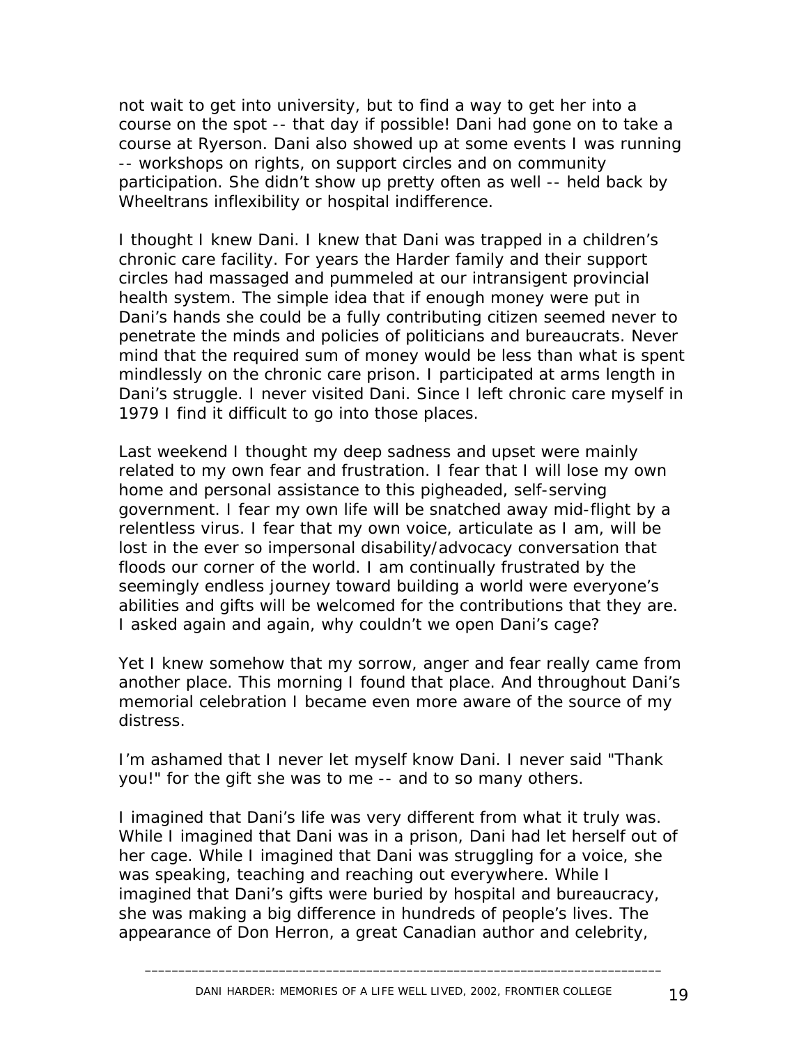not wait to get into university, but to find a way to get her into a course on the spot -- that day if possible! Dani had gone on to take a course at Ryerson. Dani also showed up at some events I was running -- workshops on rights, on support circles and on community participation. She didn't show up pretty often as well -- held back by Wheeltrans inflexibility or hospital indifference.

I thought I knew Dani. I knew that Dani was trapped in a children's chronic care facility. For years the Harder family and their support circles had massaged and pummeled at our intransigent provincial health system. The simple idea that if enough money were put in Dani's hands she could be a fully contributing citizen seemed never to penetrate the minds and policies of politicians and bureaucrats. Never mind that the required sum of money would be less than what is spent mindlessly on the chronic care prison. I participated at arms length in Dani's struggle. I never visited Dani. Since I left chronic care myself in 1979 I find it difficult to go into those places.

Last weekend I thought my deep sadness and upset were mainly related to my own fear and frustration. I fear that I will lose my own home and personal assistance to this pigheaded, self-serving government. I fear my own life will be snatched away mid-flight by a relentless virus. I fear that my own voice, articulate as I am, will be lost in the ever so impersonal disability/advocacy conversation that floods our corner of the world. I am continually frustrated by the seemingly endless journey toward building a world were everyone's abilities and gifts will be welcomed for the contributions that they are. I asked again and again, why couldn't we open Dani's cage?

Yet I knew somehow that my sorrow, anger and fear really came from another place. This morning I found that place. And throughout Dani's memorial celebration I became even more aware of the source of my distress.

I'm ashamed that I never let myself know Dani. I never said "Thank you!" for the gift she was to me -- and to so many others.

I imagined that Dani's life was very different from what it truly was. While I imagined that Dani was in a prison, Dani had let herself out of her cage. While I imagined that Dani was struggling for a voice, she was speaking, teaching and reaching out everywhere. While I imagined that Dani's gifts were buried by hospital and bureaucracy, she was making a big difference in hundreds of people's lives. The appearance of Don Herron, a great Canadian author and celebrity,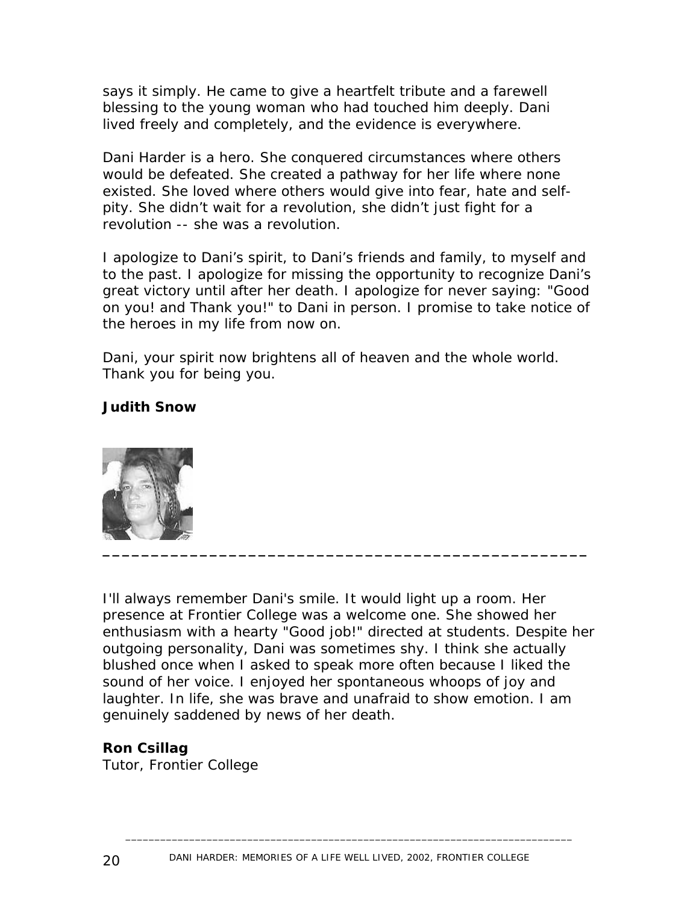says it simply. He came to give a heartfelt tribute and a farewell blessing to the young woman who had touched him deeply. Dani lived freely and completely, and the evidence is everywhere.

Dani Harder is a hero. She conquered circumstances where others would be defeated. She created a pathway for her life where none existed. She loved where others would give into fear, hate and self-pity. She didn't wait for a revolution, she didn't just fight for a revolution -- she was a revolution.

I apologize to Dani's spirit, to Dani's friends and family, to myself and to the past. I apologize for missing the opportunity to recognize Dani's great victory until after her death. I apologize for never saying: "Good on you! and Thank you!" to Dani in person. I promise to take notice of the heroes in my life from now on.

Dani, your spirit now brightens all of heaven and the whole world. Thank you for being you.

**Judith Snow**

---

I'll always remember Dani's smile. It would light up a room. Her presence at Frontier College was a welcome one. She showed her enthusiasm with a hearty "Good job!" directed at students. Despite her outgoing personality, Dani was sometimes shy. I think she actually blushed once when I asked to speak more often because I liked the sound of her voice. I enjoyed her spontaneous whoops of joy and laughter. In life, she was brave and unafraid to show emotion. I am genuinely saddened by news of her death.

**Ron Csillag**
Tutor, Frontier College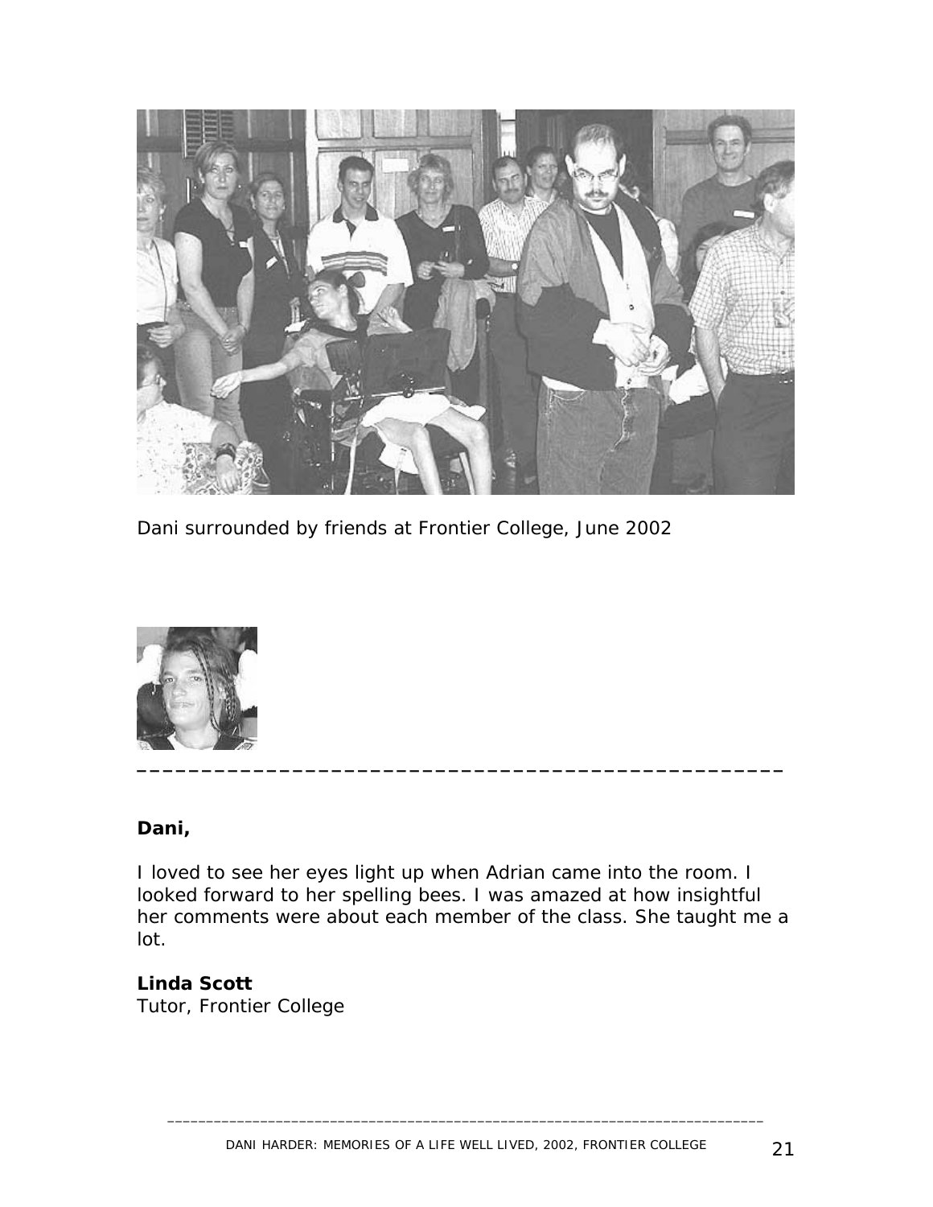Dani surrounded by friends at Frontier College, June 2002

---

**Dani,**

I loved to see her eyes light up when Adrian came into the room. I looked forward to her spelling bees. I was amazed at how insightful her comments were about each member of the class. She taught me a lot.

**Linda Scott**
Tutor, Frontier College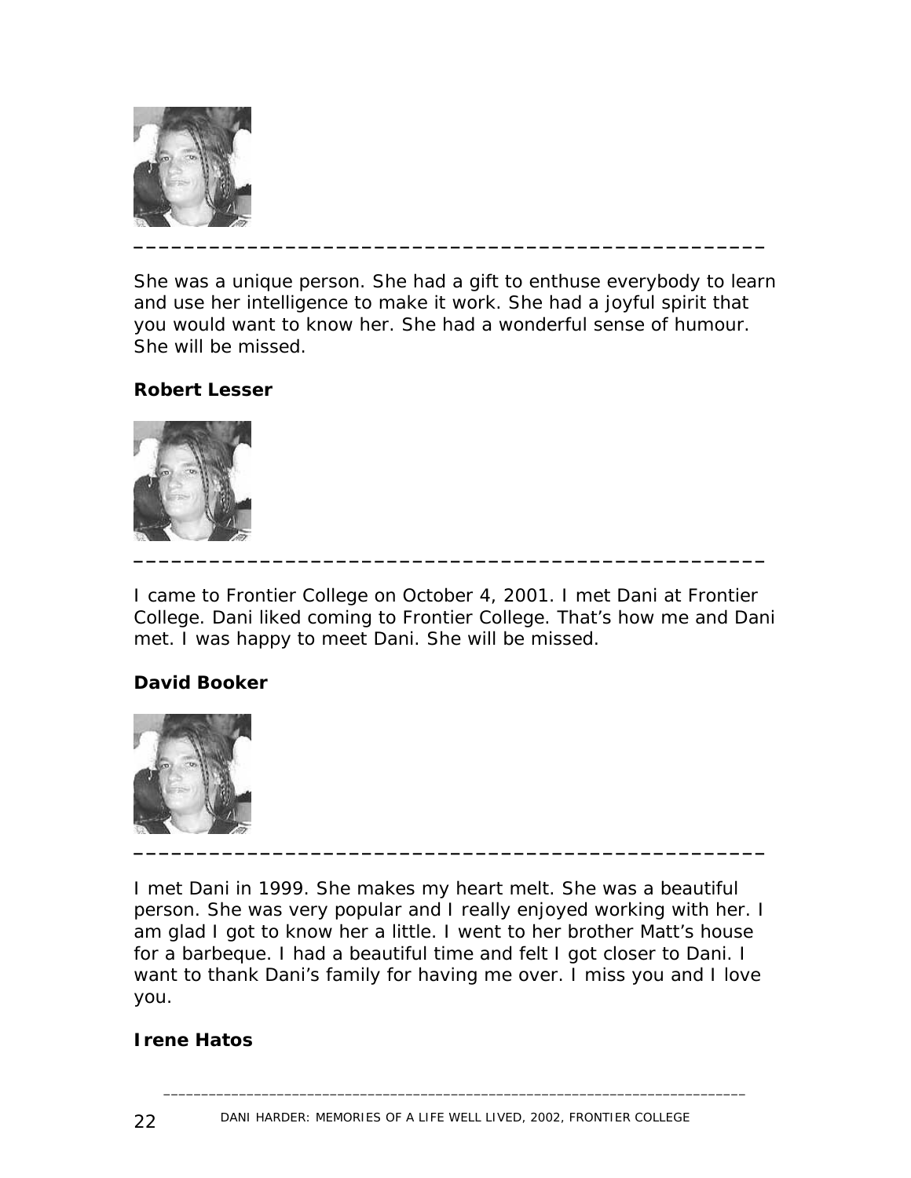She was a unique person. She had a gift to enthuse everybody to learn and use her intelligence to make it work. She had a joyful spirit that you would want to know her. She had a wonderful sense of humour. She will be missed.

**Robert Lesser**

---

I came to Frontier College on October 4, 2001. I met Dani at Frontier College. Dani liked coming to Frontier College. That's how me and Dani met. I was happy to meet Dani. She will be missed.

**David Booker**

---

I met Dani in 1999. She makes my heart melt. She was a beautiful person. She was very popular and I really enjoyed working with her. I am glad I got to know her a little. I went to her brother Matt's house for a barbeque. I had a beautiful time and felt I got closer to Dani. I want to thank Dani's family for having me over. I miss you and I love you.

**Irene Hatos**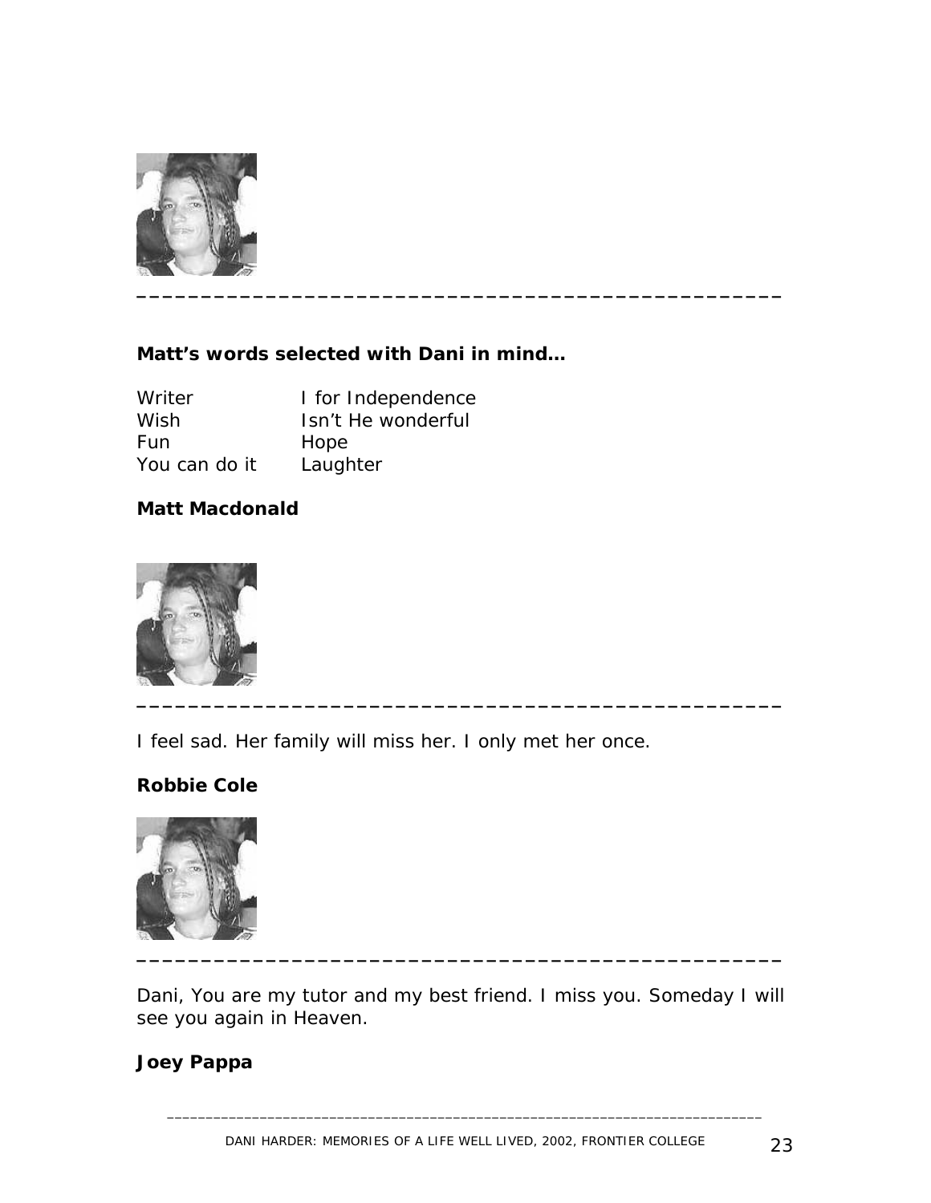---

**Matt's words selected with Dani in mind…**

| | |
|---|---|
| Writer | I for Independence |
| Wish | Isn't He wonderful |
| Fun | Hope |
| You can do it | Laughter |

**Matt Macdonald**

---

I feel sad. Her family will miss her. I only met her once.

**Robbie Cole**

---

Dani, You are my tutor and my best friend. I miss you. Someday I will see you again in Heaven.

**Joey Pappa**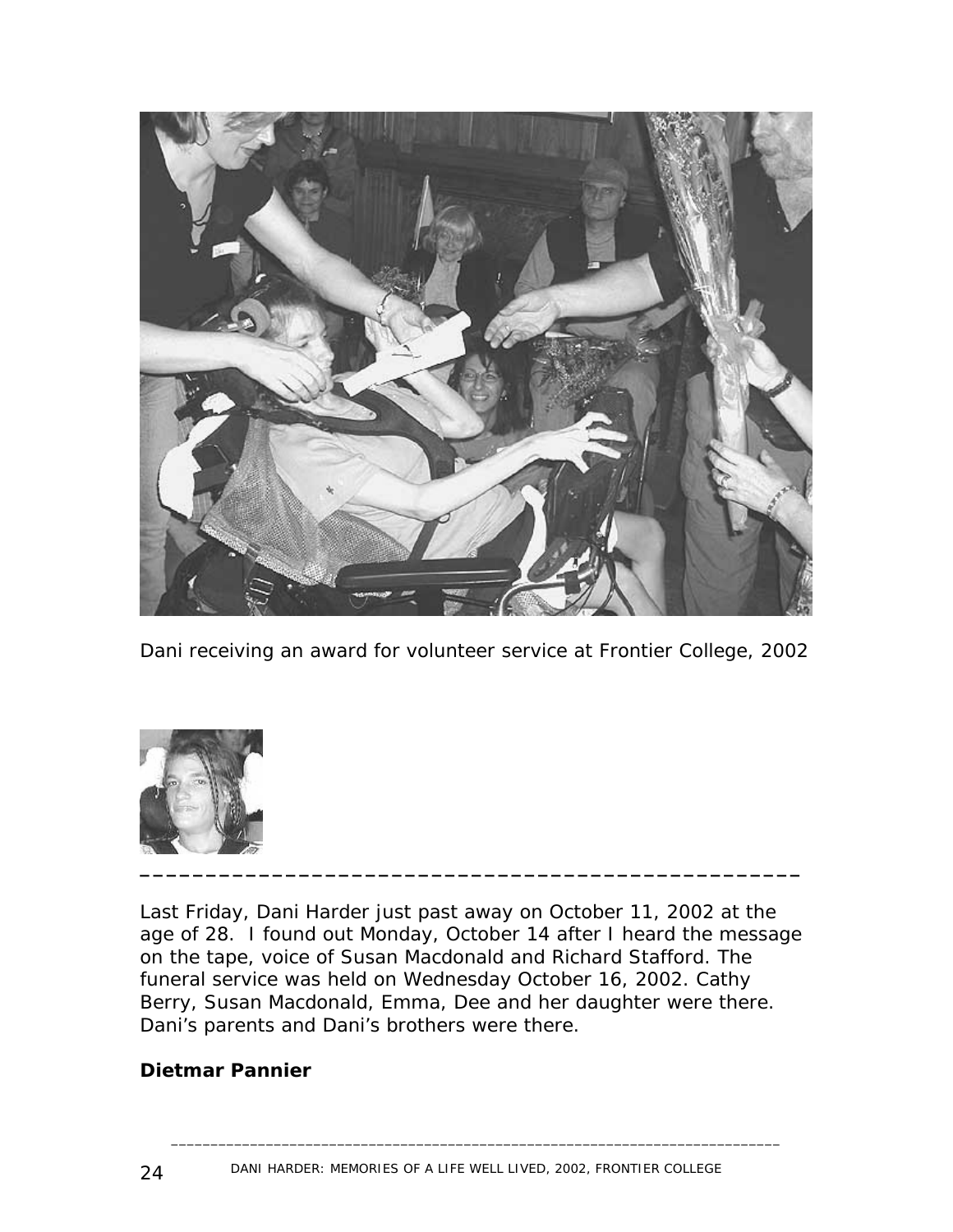Dani receiving an award for volunteer service at Frontier College, 2002

---

Last Friday, Dani Harder just past away on October 11, 2002 at the age of 28. I found out Monday, October 14 after I heard the message on the tape, voice of Susan Macdonald and Richard Stafford. The funeral service was held on Wednesday October 16, 2002. Cathy Berry, Susan Macdonald, Emma, Dee and her daughter were there. Dani's parents and Dani's brothers were there.

**Dietmar Pannier**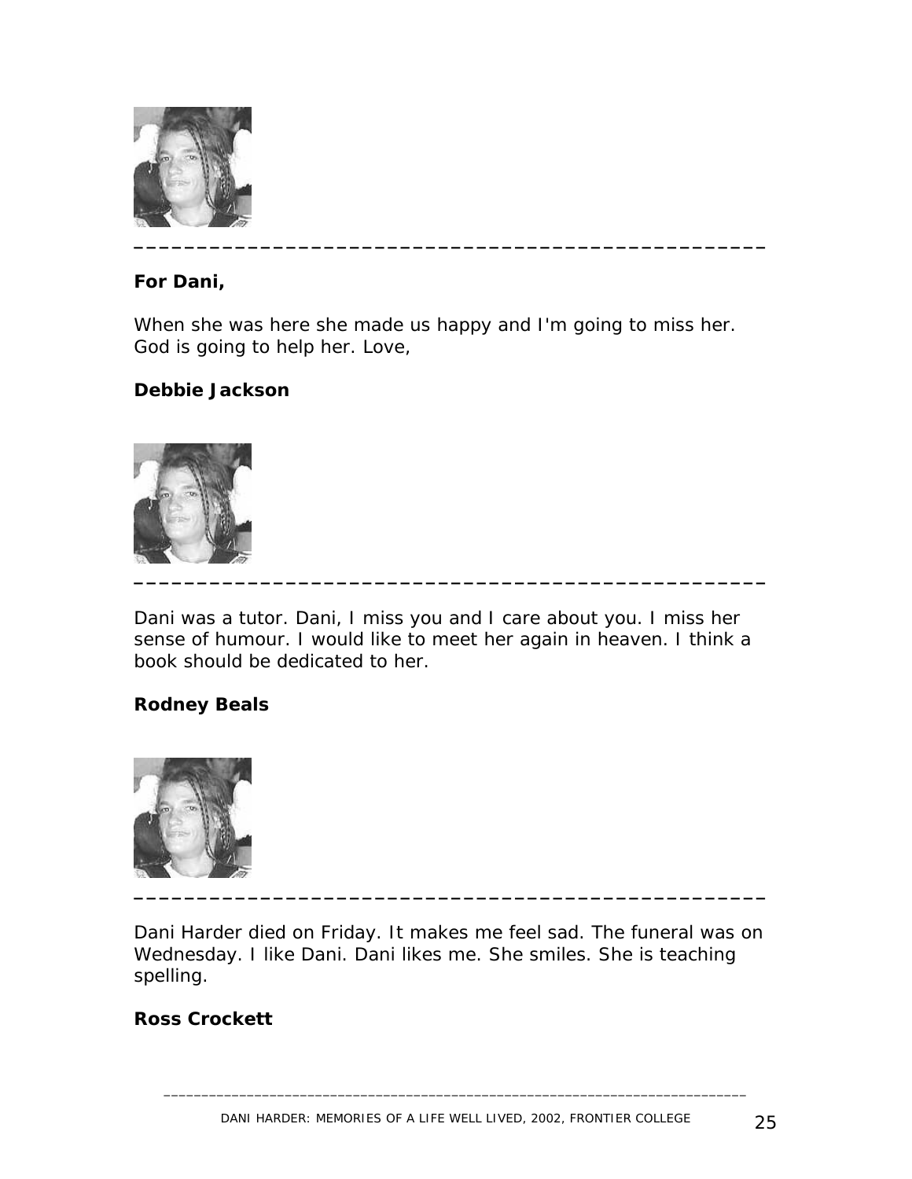---

**For Dani,**

When she was here she made us happy and I'm going to miss her. God is going to help her. Love,

**Debbie Jackson**

---

Dani was a tutor. Dani, I miss you and I care about you. I miss her sense of humour. I would like to meet her again in heaven. I think a book should be dedicated to her.

**Rodney Beals**

---

Dani Harder died on Friday. It makes me feel sad. The funeral was on Wednesday. I like Dani. Dani likes me. She smiles. She is teaching spelling.

**Ross Crockett**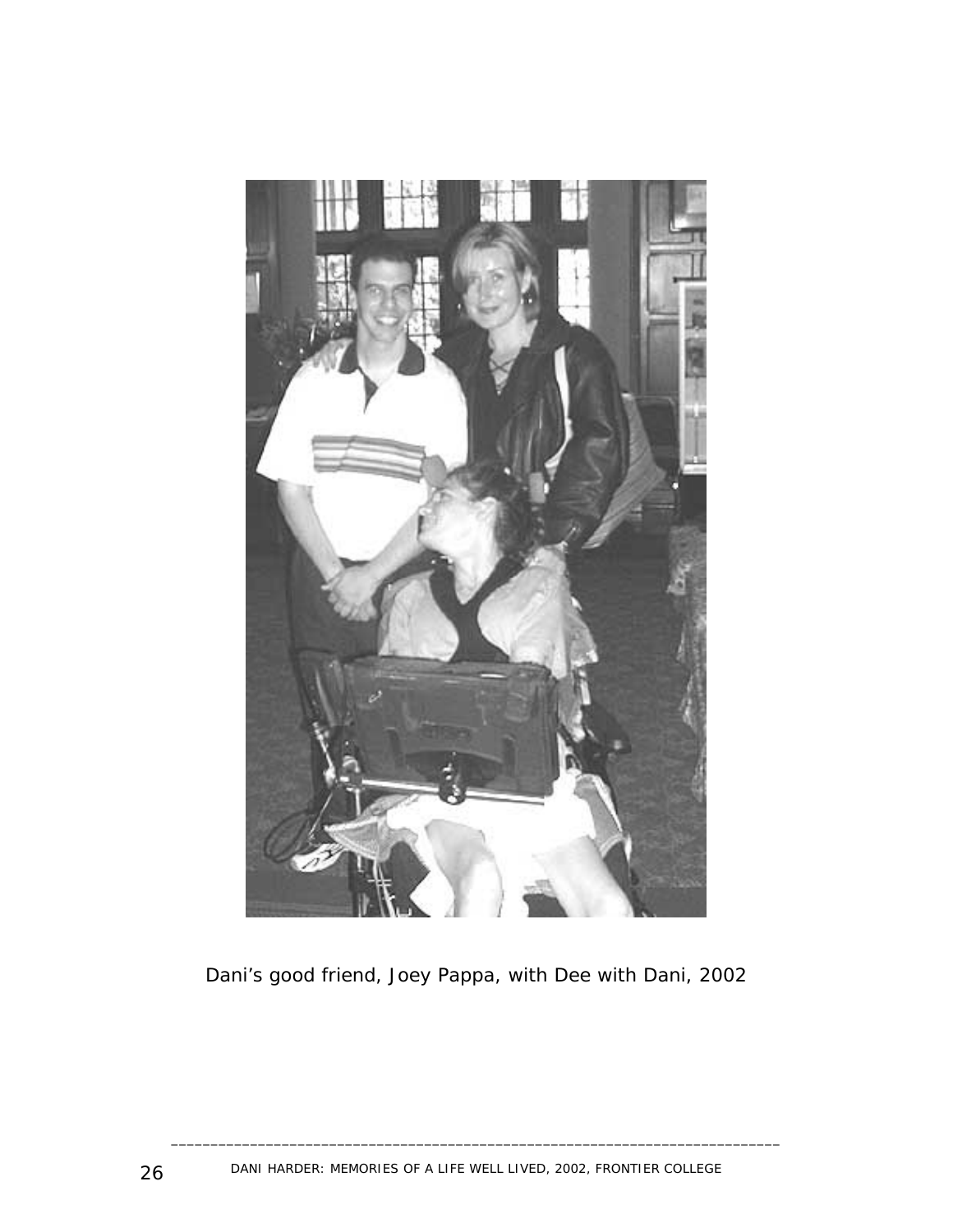Dani’s good friend, Joey Pappa, with Dee with Dani, 2002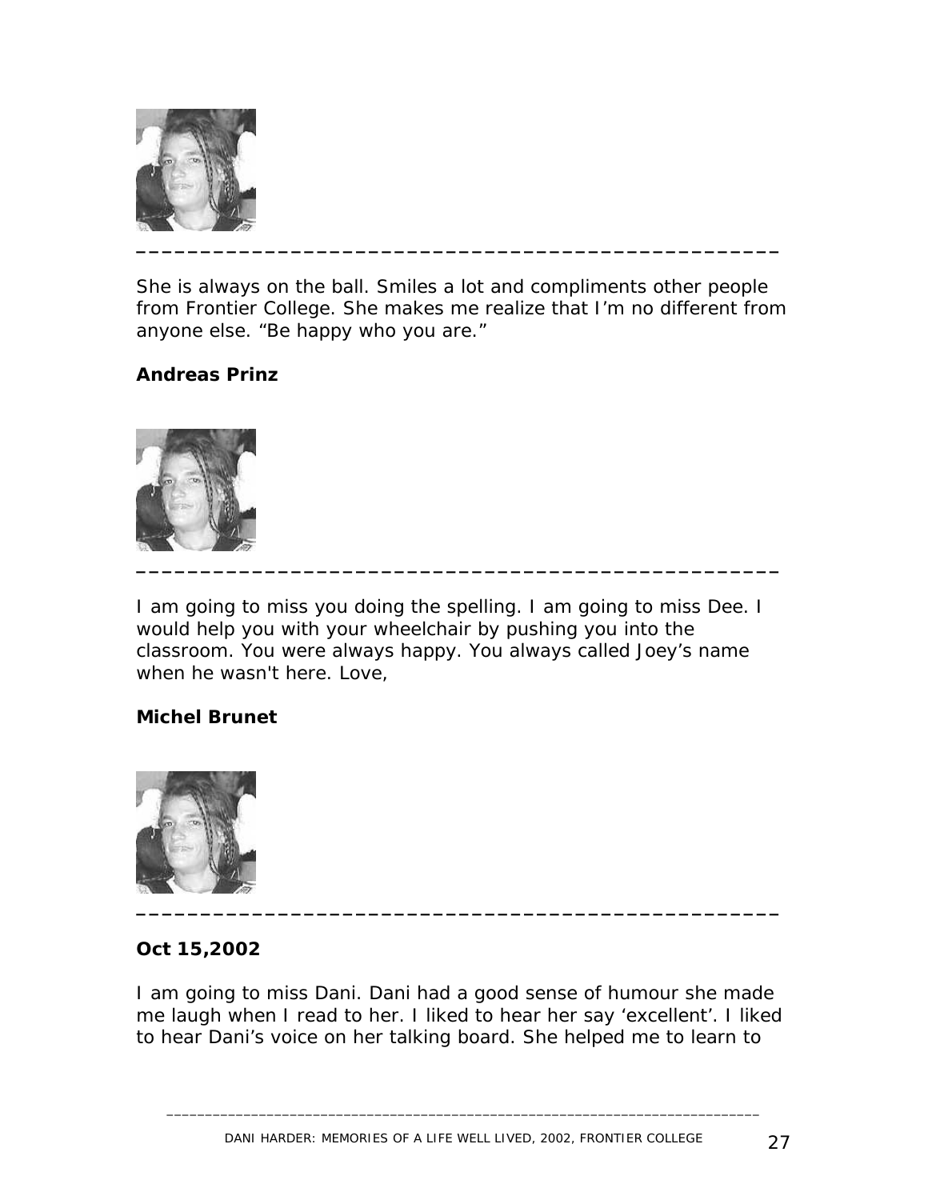---

She is always on the ball. Smiles a lot and compliments other people from Frontier College. She makes me realize that I'm no different from anyone else. "Be happy who you are."

**Andreas Prinz**

---

I am going to miss you doing the spelling. I am going to miss Dee. I would help you with your wheelchair by pushing you into the classroom. You were always happy. You always called Joey's name when he wasn't here. Love,

**Michel Brunet**

---

**Oct 15,2002**

I am going to miss Dani. Dani had a good sense of humour she made me laugh when I read to her. I liked to hear her say 'excellent'. I liked to hear Dani's voice on her talking board. She helped me to learn to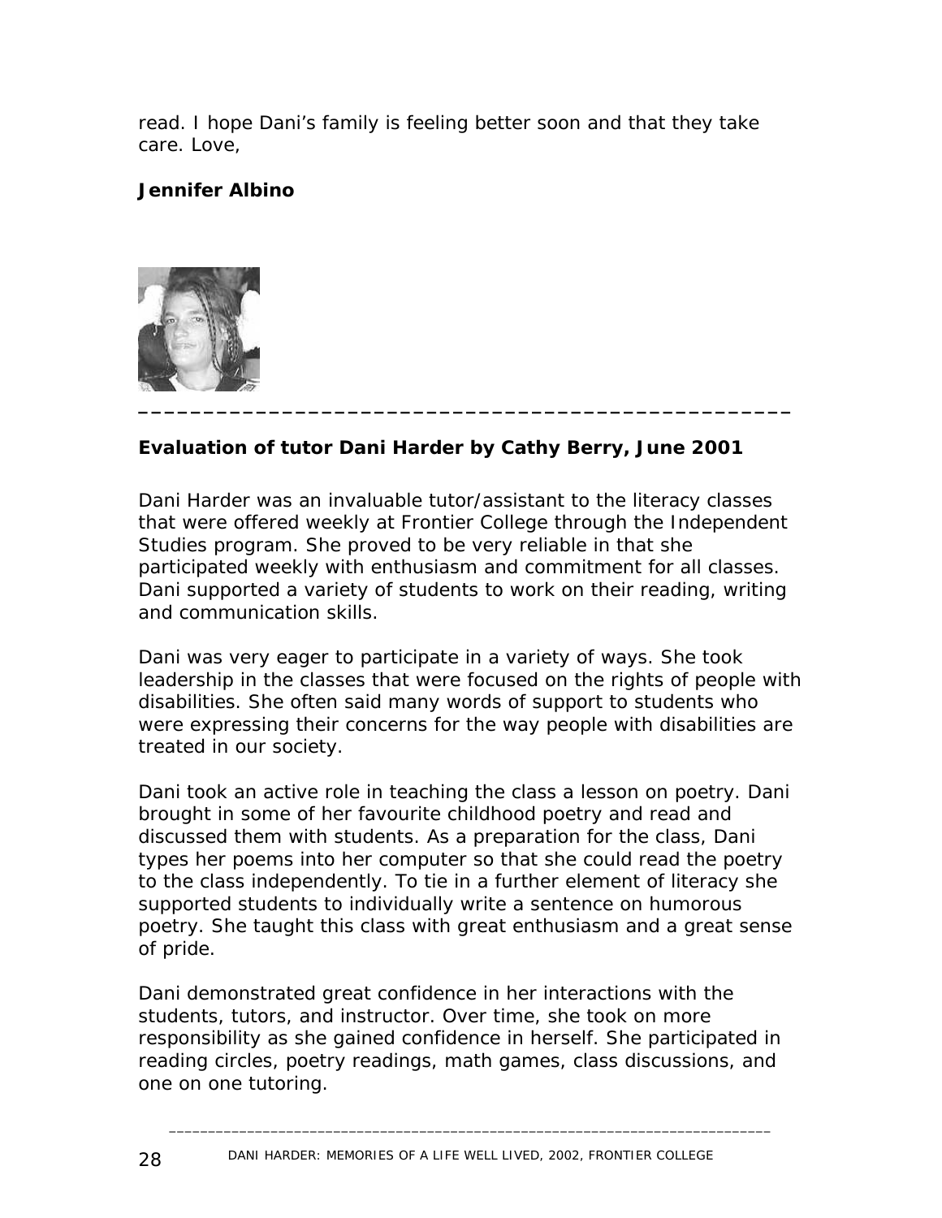read. I hope Dani's family is feeling better soon and that they take care. Love,

**Jennifer Albino**

---

**Evaluation of tutor Dani Harder by Cathy Berry, June 2001**

Dani Harder was an invaluable tutor/assistant to the literacy classes that were offered weekly at Frontier College through the Independent Studies program. She proved to be very reliable in that she participated weekly with enthusiasm and commitment for all classes. Dani supported a variety of students to work on their reading, writing and communication skills.

Dani was very eager to participate in a variety of ways. She took leadership in the classes that were focused on the rights of people with disabilities. She often said many words of support to students who were expressing their concerns for the way people with disabilities are treated in our society.

Dani took an active role in teaching the class a lesson on poetry. Dani brought in some of her favourite childhood poetry and read and discussed them with students. As a preparation for the class, Dani types her poems into her computer so that she could read the poetry to the class independently. To tie in a further element of literacy she supported students to individually write a sentence on humorous poetry. She taught this class with great enthusiasm and a great sense of pride.

Dani demonstrated great confidence in her interactions with the students, tutors, and instructor. Over time, she took on more responsibility as she gained confidence in herself. She participated in reading circles, poetry readings, math games, class discussions, and one on one tutoring.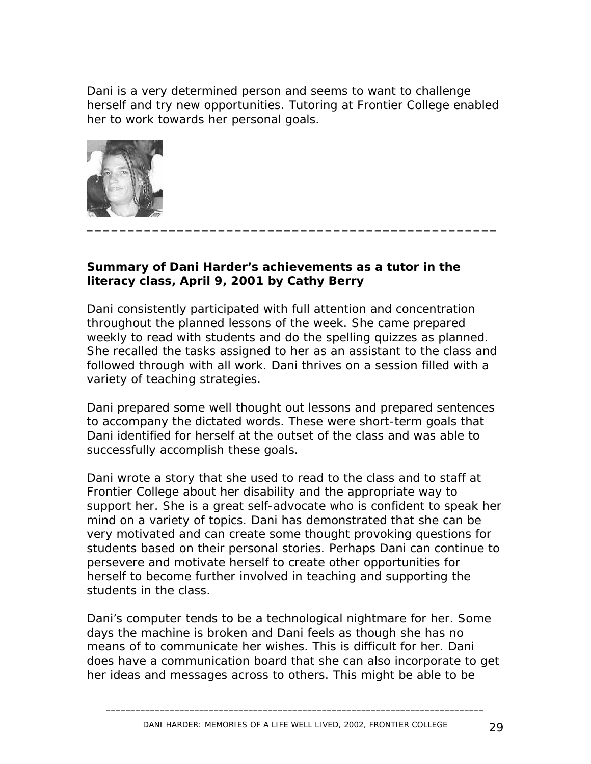Dani is a very determined person and seems to want to challenge herself and try new opportunities. Tutoring at Frontier College enabled her to work towards her personal goals.

---

**Summary of Dani Harder's achievements as a tutor in the literacy class, April 9, 2001 by Cathy Berry**

Dani consistently participated with full attention and concentration throughout the planned lessons of the week. She came prepared weekly to read with students and do the spelling quizzes as planned. She recalled the tasks assigned to her as an assistant to the class and followed through with all work. Dani thrives on a session filled with a variety of teaching strategies.

Dani prepared some well thought out lessons and prepared sentences to accompany the dictated words. These were short-term goals that Dani identified for herself at the outset of the class and was able to successfully accomplish these goals.

Dani wrote a story that she used to read to the class and to staff at Frontier College about her disability and the appropriate way to support her. She is a great self-advocate who is confident to speak her mind on a variety of topics. Dani has demonstrated that she can be very motivated and can create some thought provoking questions for students based on their personal stories. Perhaps Dani can continue to persevere and motivate herself to create other opportunities for herself to become further involved in teaching and supporting the students in the class.

Dani's computer tends to be a technological nightmare for her. Some days the machine is broken and Dani feels as though she has no means of to communicate her wishes. This is difficult for her. Dani does have a communication board that she can also incorporate to get her ideas and messages across to others. This might be able to be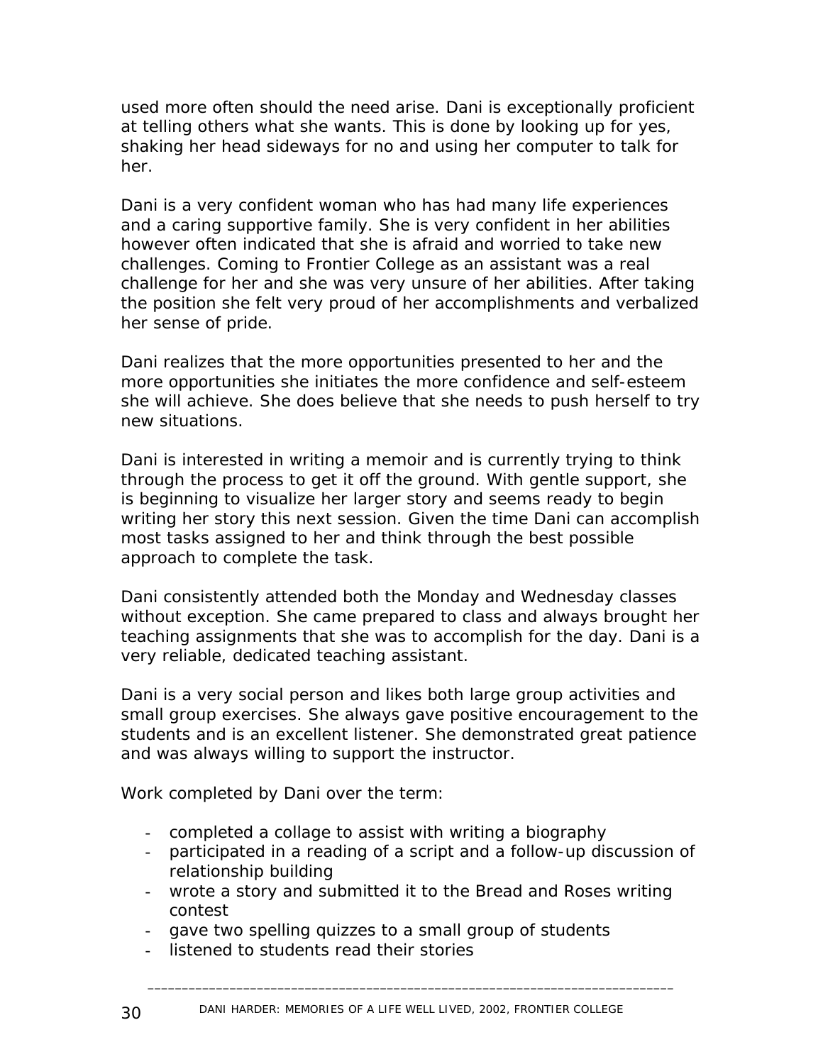used more often should the need arise. Dani is exceptionally proficient at telling others what she wants. This is done by looking up for yes, shaking her head sideways for no and using her computer to talk for her.

Dani is a very confident woman who has had many life experiences and a caring supportive family. She is very confident in her abilities however often indicated that she is afraid and worried to take new challenges. Coming to Frontier College as an assistant was a real challenge for her and she was very unsure of her abilities. After taking the position she felt very proud of her accomplishments and verbalized her sense of pride.

Dani realizes that the more opportunities presented to her and the more opportunities she initiates the more confidence and self-esteem she will achieve. She does believe that she needs to push herself to try new situations.

Dani is interested in writing a memoir and is currently trying to think through the process to get it off the ground. With gentle support, she is beginning to visualize her larger story and seems ready to begin writing her story this next session. Given the time Dani can accomplish most tasks assigned to her and think through the best possible approach to complete the task.

Dani consistently attended both the Monday and Wednesday classes without exception. She came prepared to class and always brought her teaching assignments that she was to accomplish for the day. Dani is a very reliable, dedicated teaching assistant.

Dani is a very social person and likes both large group activities and small group exercises. She always gave positive encouragement to the students and is an excellent listener. She demonstrated great patience and was always willing to support the instructor.

Work completed by Dani over the term:

- completed a collage to assist with writing a biography
- participated in a reading of a script and a follow-up discussion of relationship building
- wrote a story and submitted it to the Bread and Roses writing contest
- gave two spelling quizzes to a small group of students
- listened to students read their stories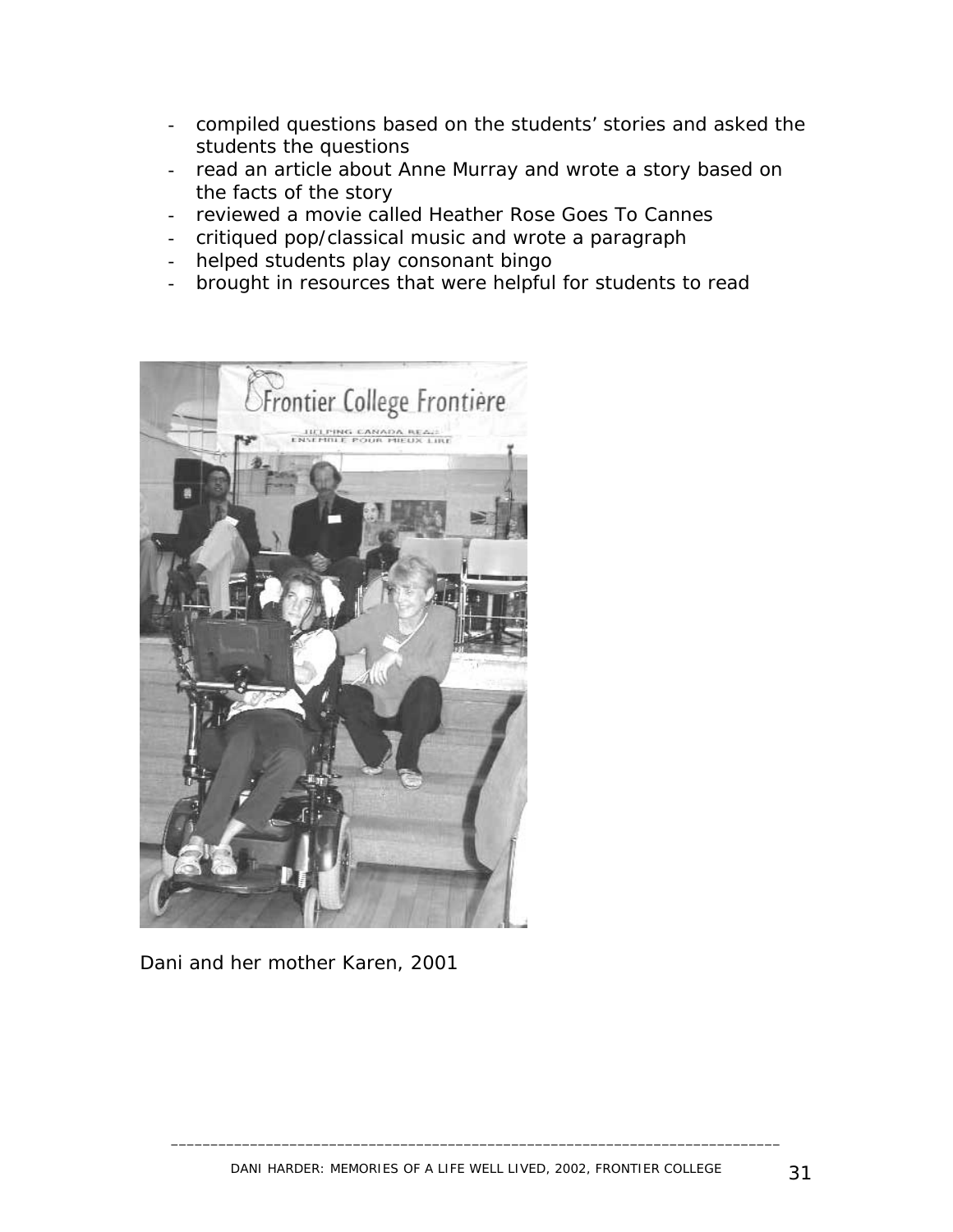- compiled questions based on the students' stories and asked the students the questions
- read an article about Anne Murray and wrote a story based on the facts of the story
- reviewed a movie called Heather Rose Goes To Cannes
- critiqued pop/classical music and wrote a paragraph
- helped students play consonant bingo
- brought in resources that were helpful for students to read

Dani and her mother Karen, 2001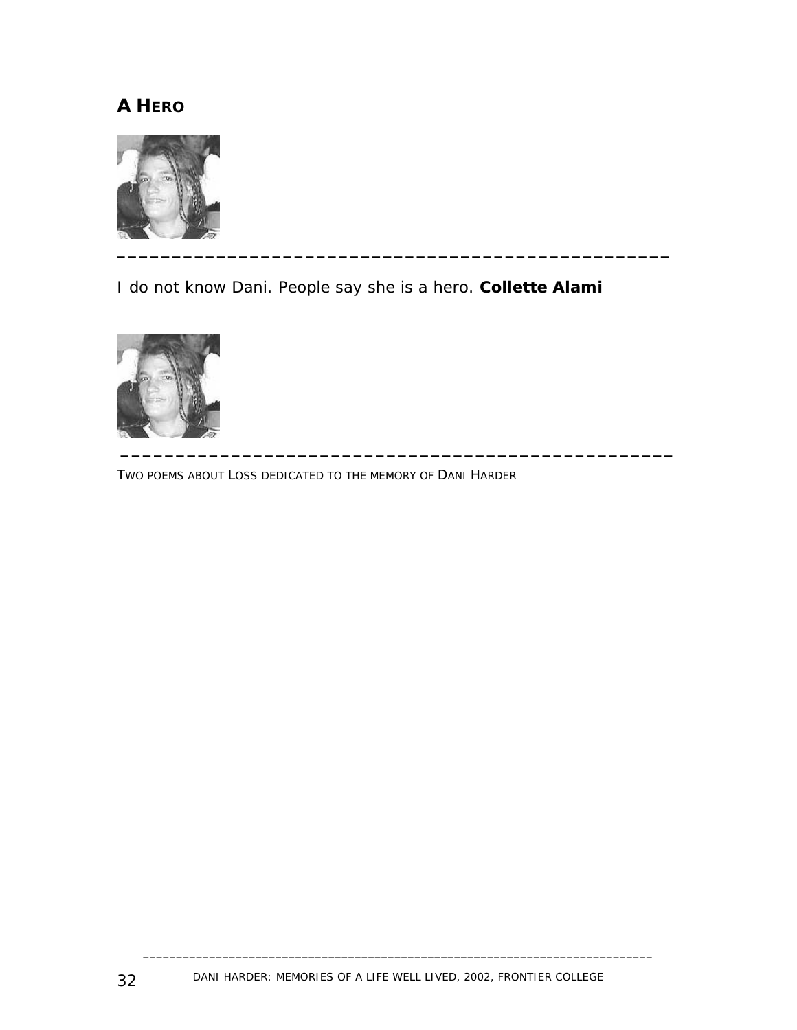## A HERO

---

I do not know Dani. People say she is a hero. **Collette Alami**

---

TWO POEMS ABOUT LOSS DEDICATED TO THE MEMORY OF DANI HARDER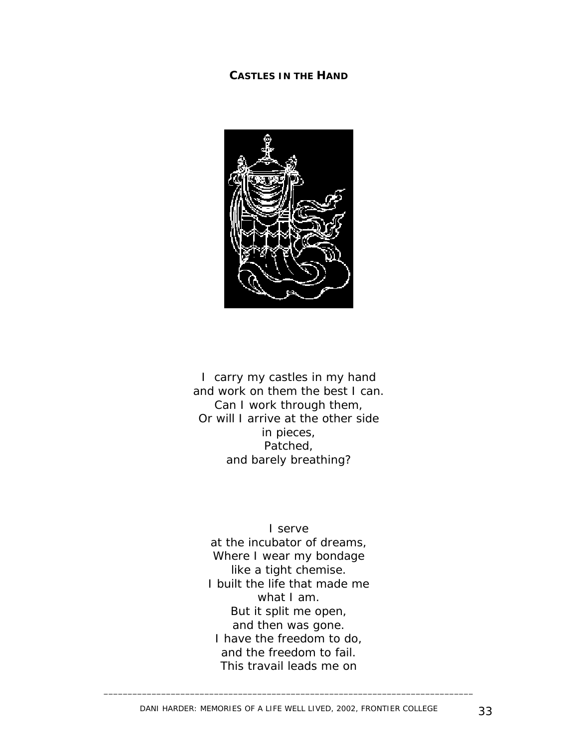**CASTLES IN THE HAND**

I carry my castles in my hand
and work on them the best I can.
Can I work through them,
Or will I arrive at the other side
in pieces,
Patched,
and barely breathing?

I serve
at the incubator of dreams,
Where I wear my bondage
like a tight chemise.
I built the life that made me
what I am.
But it split me open,
and then was gone.
I have the freedom to do,
and the freedom to fail.
This travail leads me on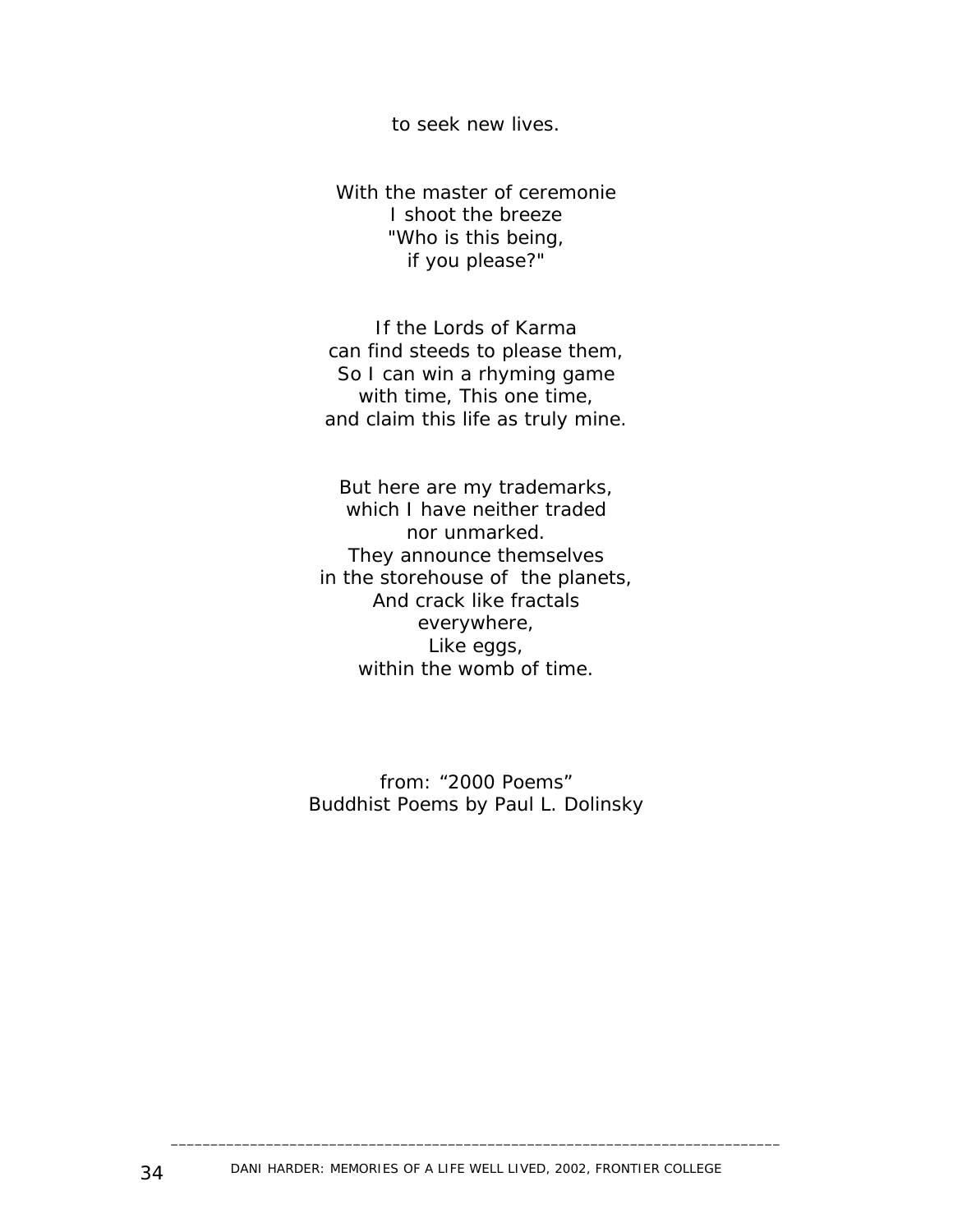to seek new lives.

With the master of ceremonie  
I shoot the breeze  
"Who is this being,  
if you please?"

If the Lords of Karma  
can find steeds to please them,  
So I can win a rhyming game  
with time, This one time,  
and claim this life as truly mine.

But here are my trademarks,  
which I have neither traded  
nor unmarked.  
They announce themselves  
in the storehouse of the planets,  
And crack like fractals  
everywhere,  
Like eggs,  
within the womb of time.

from: "2000 Poems"  
Buddhist Poems by Paul L. Dolinsky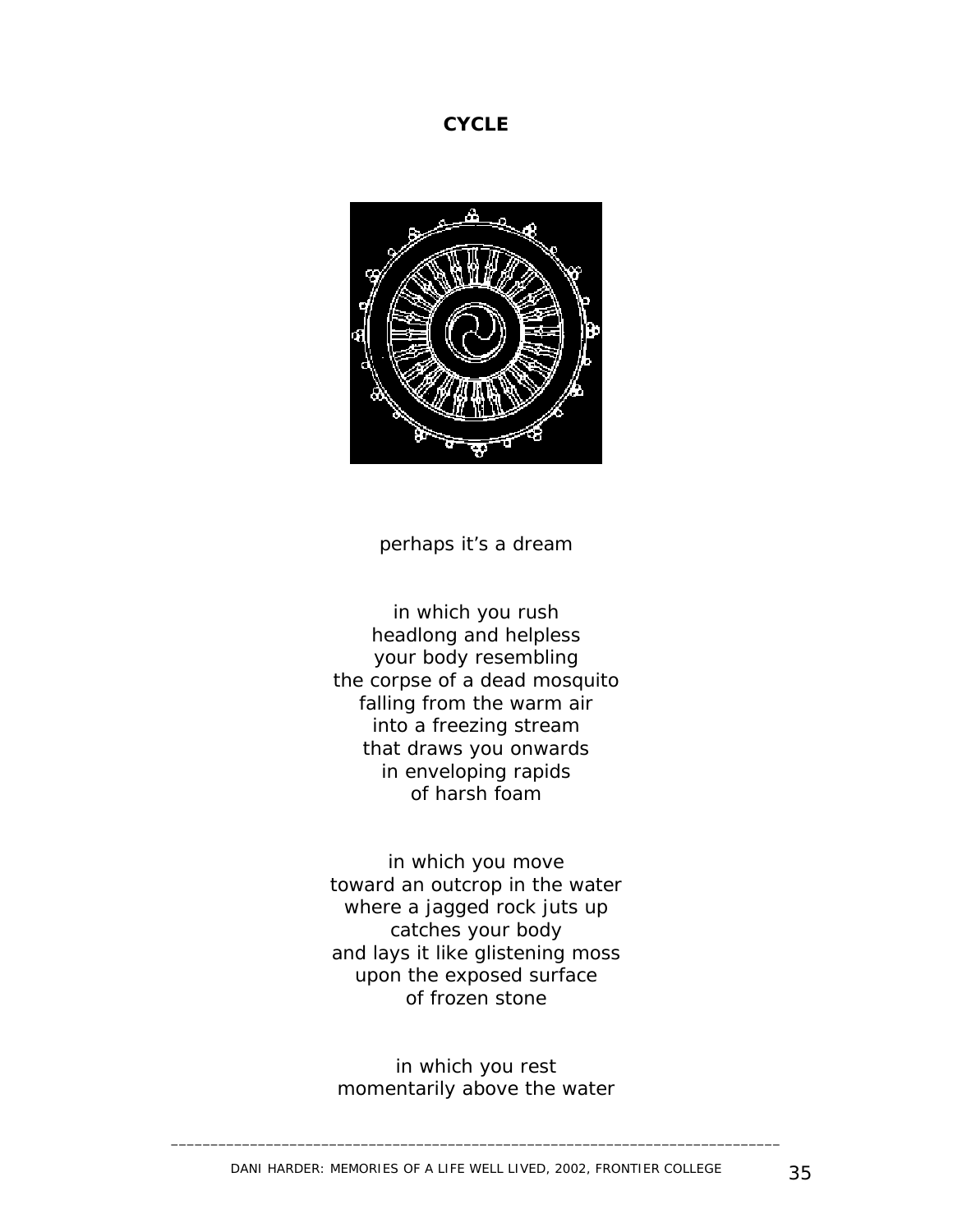# CYCLE

perhaps it's a dream

in which you rush  
headlong and helpless  
your body resembling  
the corpse of a dead mosquito  
falling from the warm air  
into a freezing stream  
that draws you onwards  
in enveloping rapids  
of harsh foam

in which you move  
toward an outcrop in the water  
where a jagged rock juts up  
catches your body  
and lays it like glistening moss  
upon the exposed surface  
of frozen stone

in which you rest  
momentarily above the water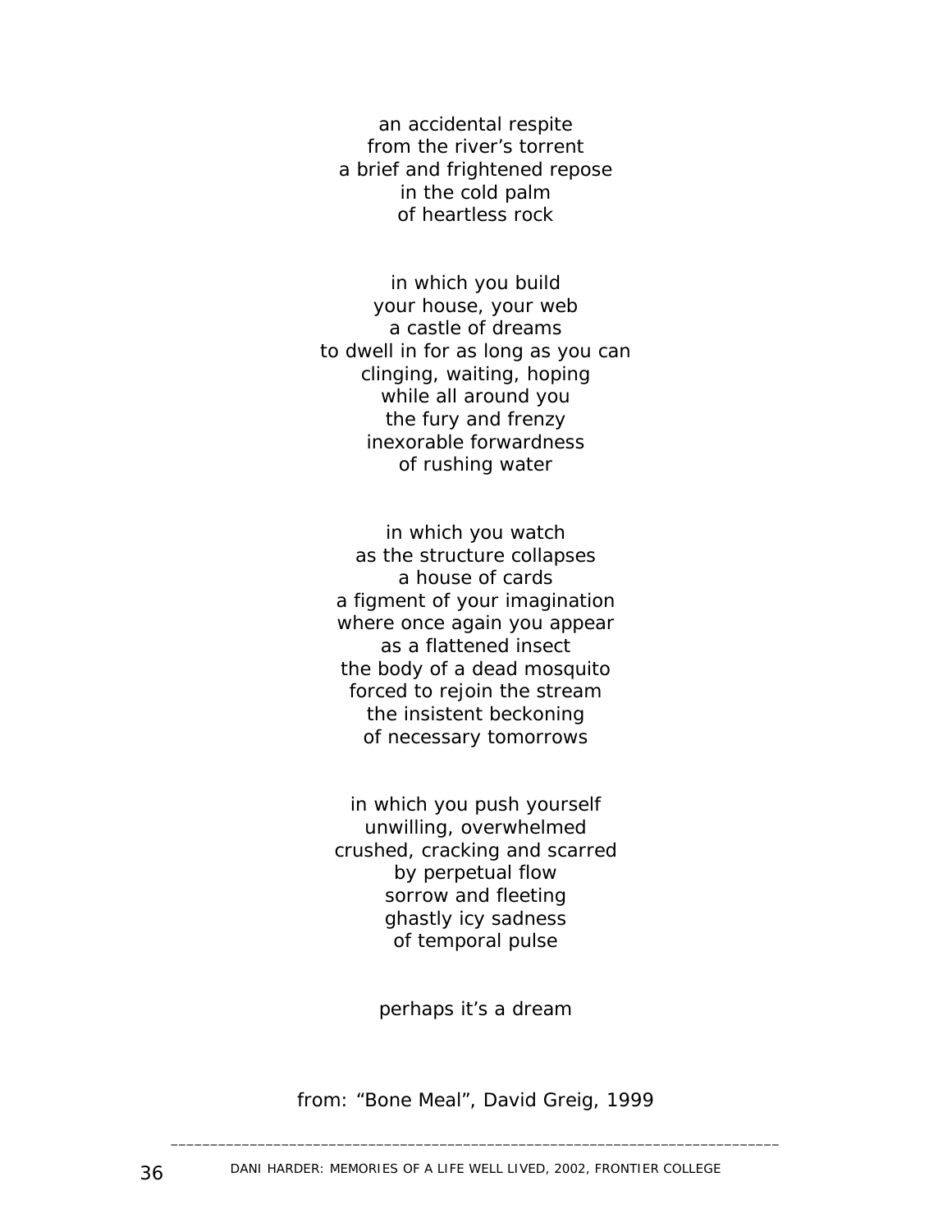an accidental respite
from the river’s torrent
a brief and frightened repose
in the cold palm
of heartless rock

in which you build
your house, your web
a castle of dreams
to dwell in for as long as you can
clinging, waiting, hoping
while all around you
the fury and frenzy
inexorable forwardness
of rushing water

in which you watch
as the structure collapses
a house of cards
a figment of your imagination
where once again you appear
as a flattened insect
the body of a dead mosquito
forced to rejoin the stream
the insistent beckoning
of necessary tomorrows

in which you push yourself
unwilling, overwhelmed
crushed, cracking and scarred
by perpetual flow
sorrow and fleeting
ghastly icy sadness
of temporal pulse

perhaps it’s a dream

from: “Bone Meal”, David Greig, 1999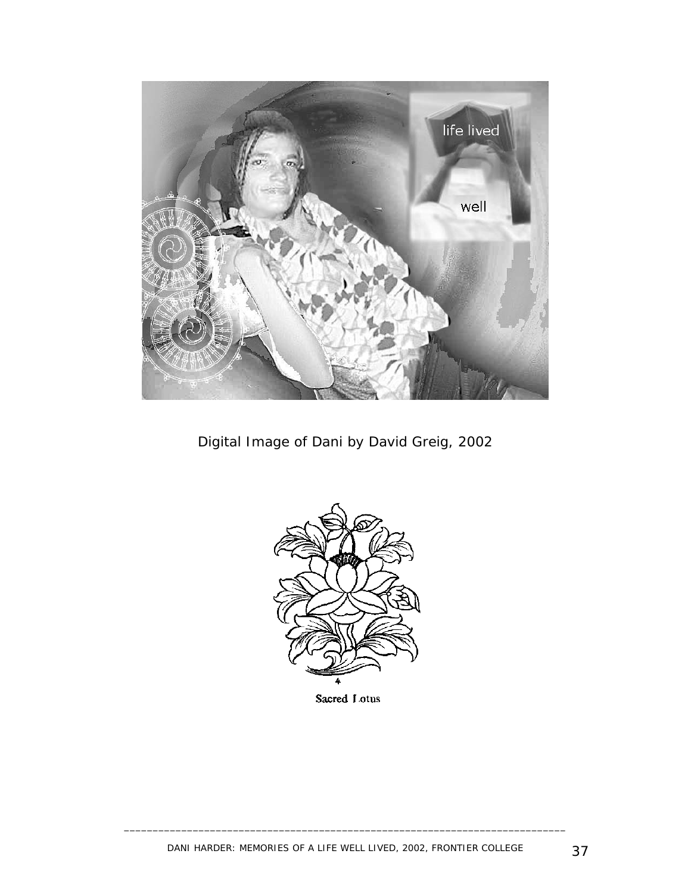Digital Image of Dani by David Greig, 2002

Sacred Lotus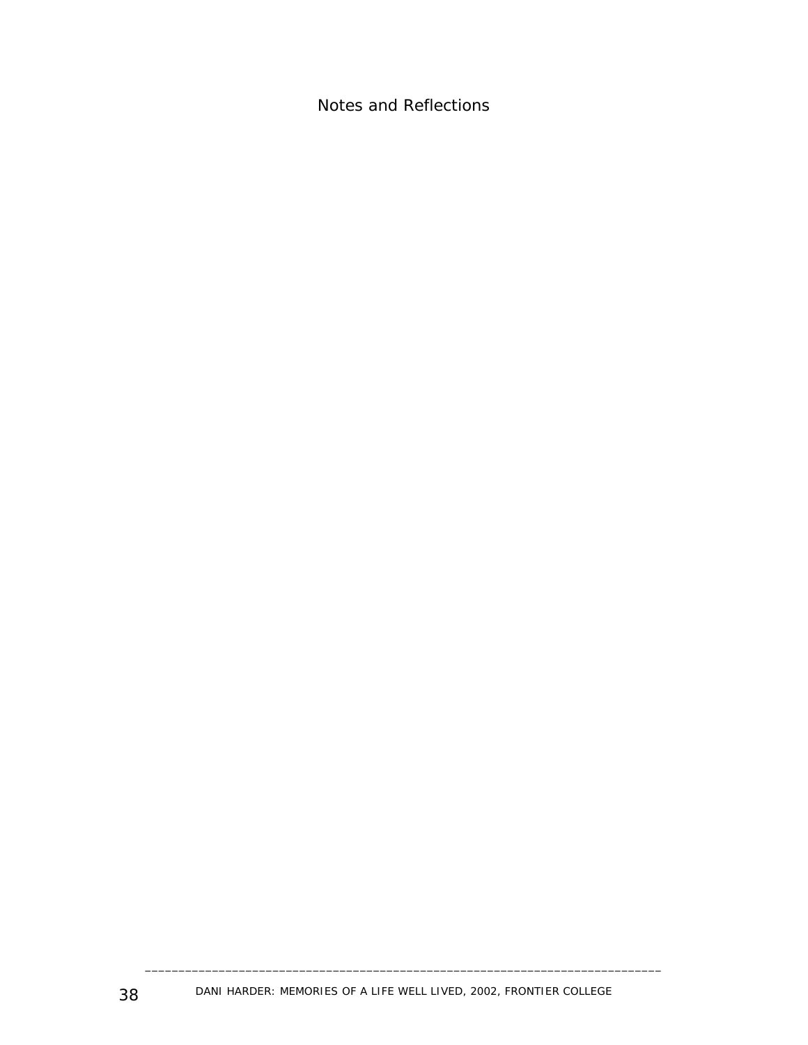Notes and Reflections